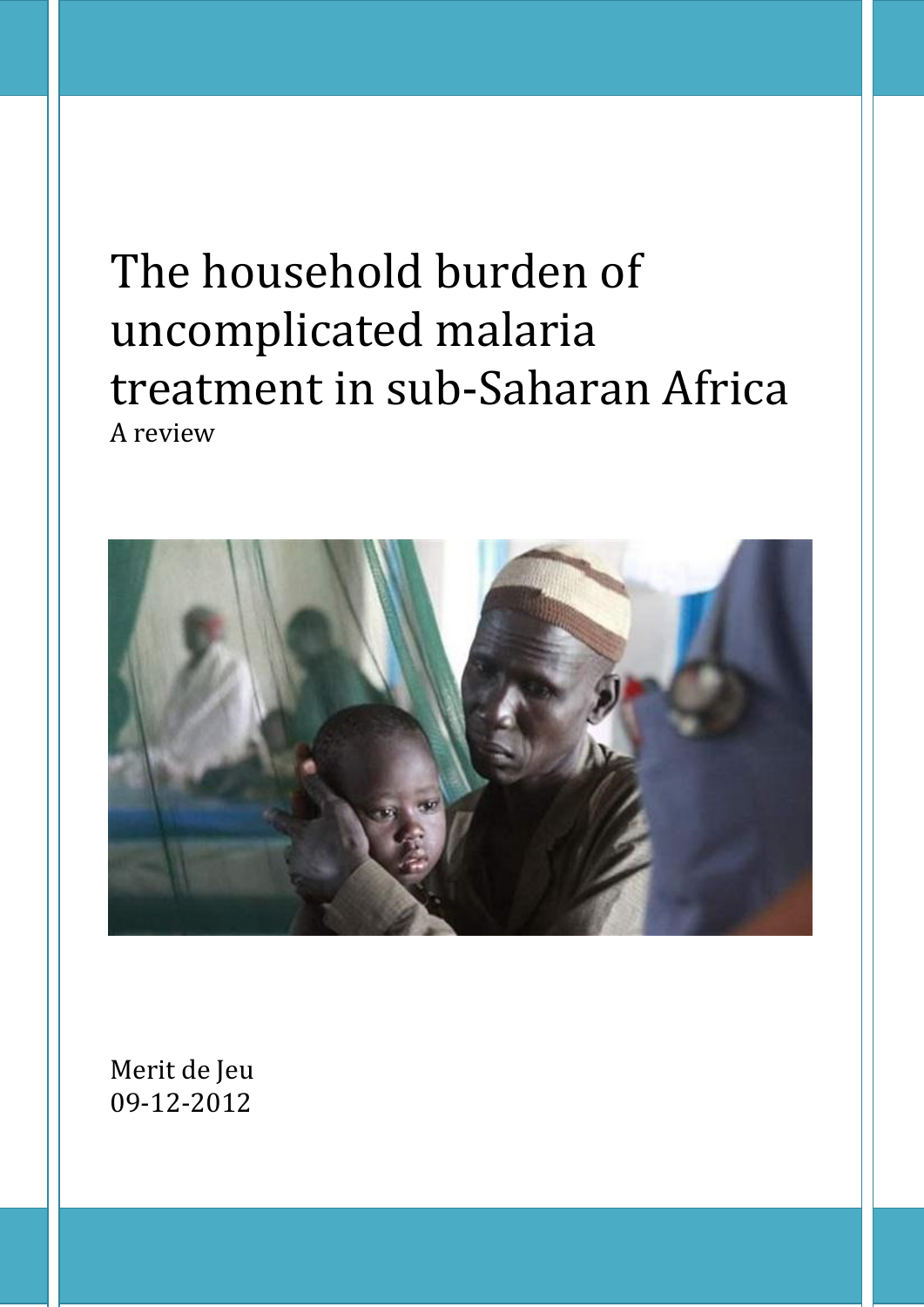# The household burden of uncomplicated malaria treatment in sub-Saharan Africa

A review

Merit de Jeu

09-12-2012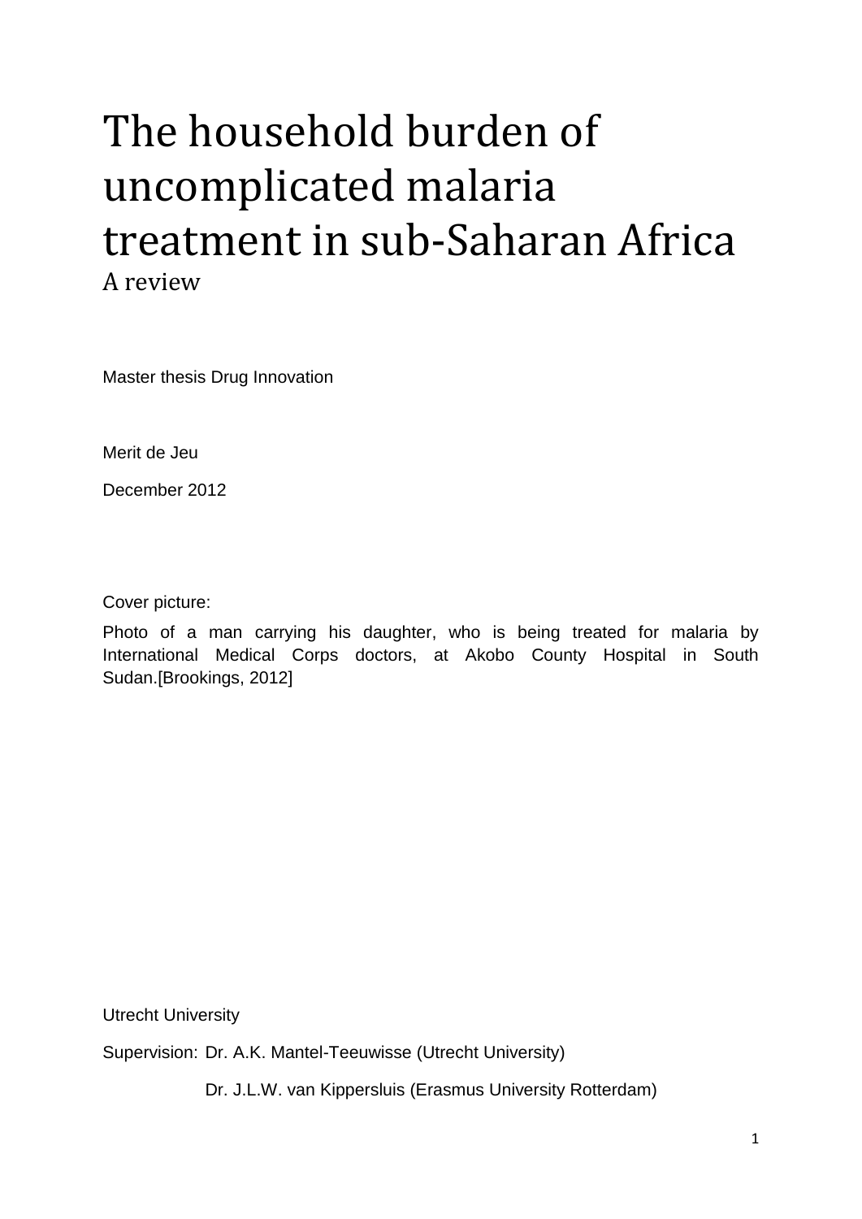# The household burden of uncomplicated malaria treatment in sub-Saharan Africa

A review

Master thesis Drug Innovation

Merit de Jeu

December 2012

Cover picture:

Photo of a man carrying his daughter, who is being treated for malaria by International Medical Corps doctors, at Akobo County Hospital in South Sudan.[Brookings, 2012]

Utrecht University

Supervision: Dr. A.K. Mantel-Teeuwisse (Utrecht University)

Dr. J.L.W. van Kippersluis (Erasmus University Rotterdam)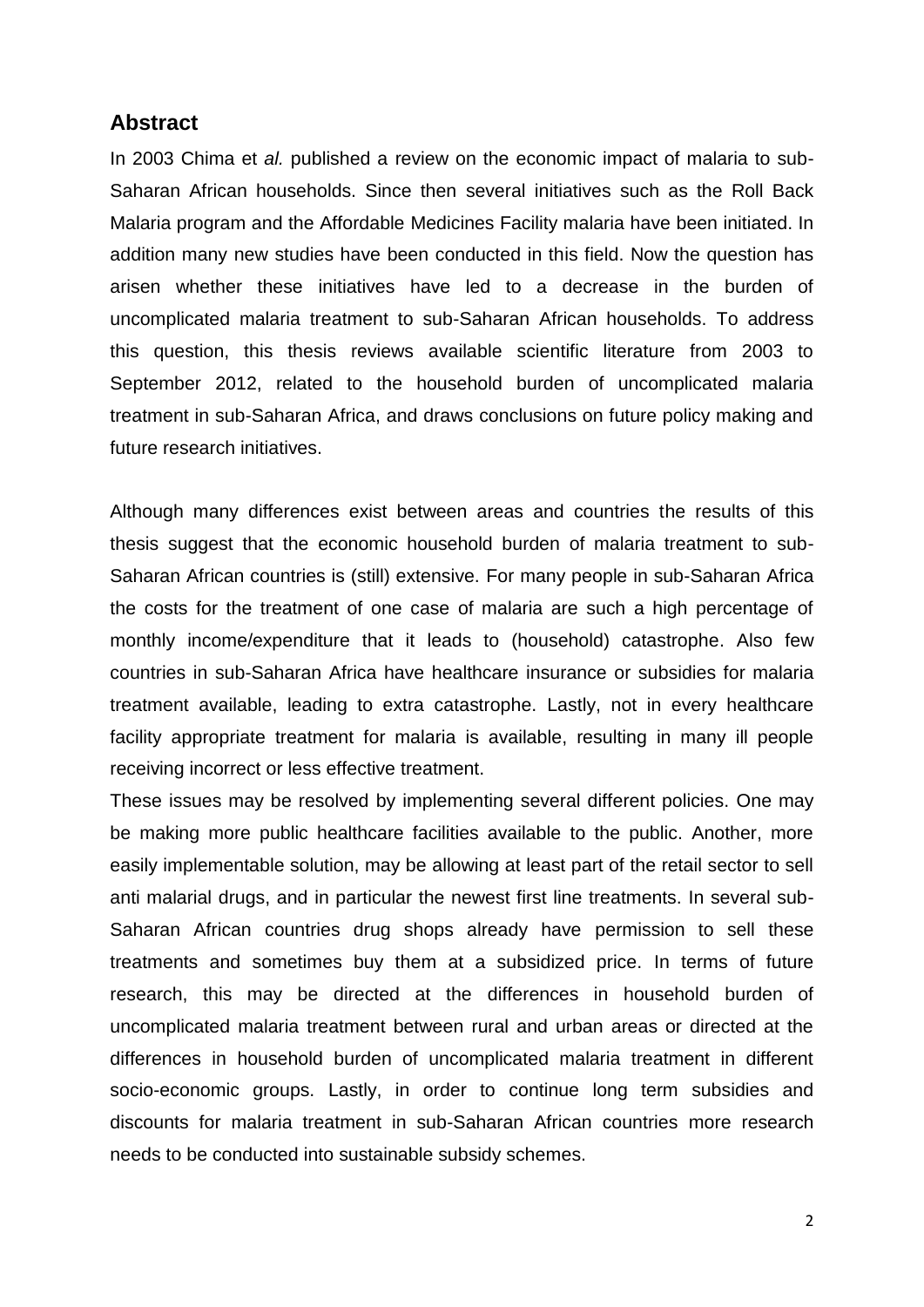## Abstract

In 2003 Chima et *al.* published a review on the economic impact of malaria to sub-Saharan African households. Since then several initiatives such as the Roll Back Malaria program and the Affordable Medicines Facility malaria have been initiated. In addition many new studies have been conducted in this field. Now the question has arisen whether these initiatives have led to a decrease in the burden of uncomplicated malaria treatment to sub-Saharan African households. To address this question, this thesis reviews available scientific literature from 2003 to September 2012, related to the household burden of uncomplicated malaria treatment in sub-Saharan Africa, and draws conclusions on future policy making and future research initiatives.

Although many differences exist between areas and countries the results of this thesis suggest that the economic household burden of malaria treatment to sub-Saharan African countries is (still) extensive. For many people in sub-Saharan Africa the costs for the treatment of one case of malaria are such a high percentage of monthly income/expenditure that it leads to (household) catastrophe. Also few countries in sub-Saharan Africa have healthcare insurance or subsidies for malaria treatment available, leading to extra catastrophe. Lastly, not in every healthcare facility appropriate treatment for malaria is available, resulting in many ill people receiving incorrect or less effective treatment.

These issues may be resolved by implementing several different policies. One may be making more public healthcare facilities available to the public. Another, more easily implementable solution, may be allowing at least part of the retail sector to sell anti malarial drugs, and in particular the newest first line treatments. In several sub-Saharan African countries drug shops already have permission to sell these treatments and sometimes buy them at a subsidized price. In terms of future research, this may be directed at the differences in household burden of uncomplicated malaria treatment between rural and urban areas or directed at the differences in household burden of uncomplicated malaria treatment in different socio-economic groups. Lastly, in order to continue long term subsidies and discounts for malaria treatment in sub-Saharan African countries more research needs to be conducted into sustainable subsidy schemes.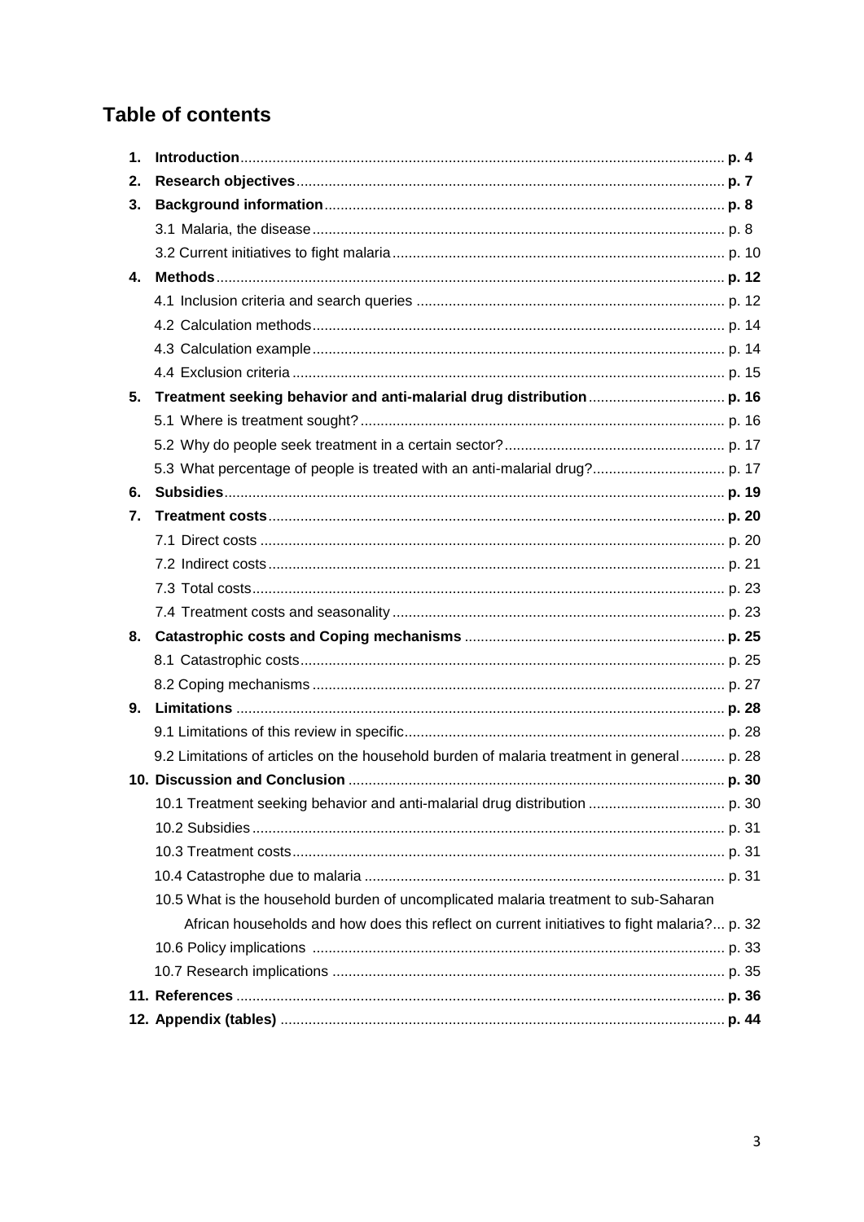# Table of contents

1. **Introduction** ........................................ **p. 4**
2. **Research objectives** ........................................ **p. 7**
3. **Background information** ........................................ **p. 8**
   - 3.1 Malaria, the disease ........................................ p. 8
   - 3.2 Current initiatives to fight malaria ........................................ p. 10
4. **Methods** ........................................ **p. 12**
   - 4.1 Inclusion criteria and search queries ........................................ p. 12
   - 4.2 Calculation methods ........................................ p. 14
   - 4.3 Calculation example ........................................ p. 14
   - 4.4 Exclusion criteria ........................................ p. 15
5. **Treatment seeking behavior and anti-malarial drug distribution** ........................................ **p. 16**
   - 5.1 Where is treatment sought? ........................................ p. 16
   - 5.2 Why do people seek treatment in a certain sector? ........................................ p. 17
   - 5.3 What percentage of people is treated with an anti-malarial drug? ........................................ p. 17
6. **Subsidies** ........................................ **p. 19**
7. **Treatment costs** ........................................ **p. 20**
   - 7.1 Direct costs ........................................ p. 20
   - 7.2 Indirect costs ........................................ p. 21
   - 7.3 Total costs ........................................ p. 23
   - 7.4 Treatment costs and seasonality ........................................ p. 23
8. **Catastrophic costs and Coping mechanisms** ........................................ **p. 25**
   - 8.1 Catastrophic costs ........................................ p. 25
   - 8.2 Coping mechanisms ........................................ p. 27
9. **Limitations** ........................................ **p. 28**
   - 9.1 Limitations of this review in specific ........................................ p. 28
   - 9.2 Limitations of articles on the household burden of malaria treatment in general ........................................ p. 28
10. **Discussion and Conclusion** ........................................ **p. 30**
    - 10.1 Treatment seeking behavior and anti-malarial drug distribution ........................................ p. 30
    - 10.2 Subsidies ........................................ p. 31
    - 10.3 Treatment costs ........................................ p. 31
    - 10.4 Catastrophe due to malaria ........................................ p. 31
    - 10.5 What is the household burden of uncomplicated malaria treatment to sub-Saharan African households and how does this reflect on current initiatives to fight malaria? ... p. 32
    - 10.6 Policy implications ........................................ p. 33
    - 10.7 Research implications ........................................ p. 35
11. **References** ........................................ **p. 36**
12. **Appendix (tables)** ........................................ **p. 44**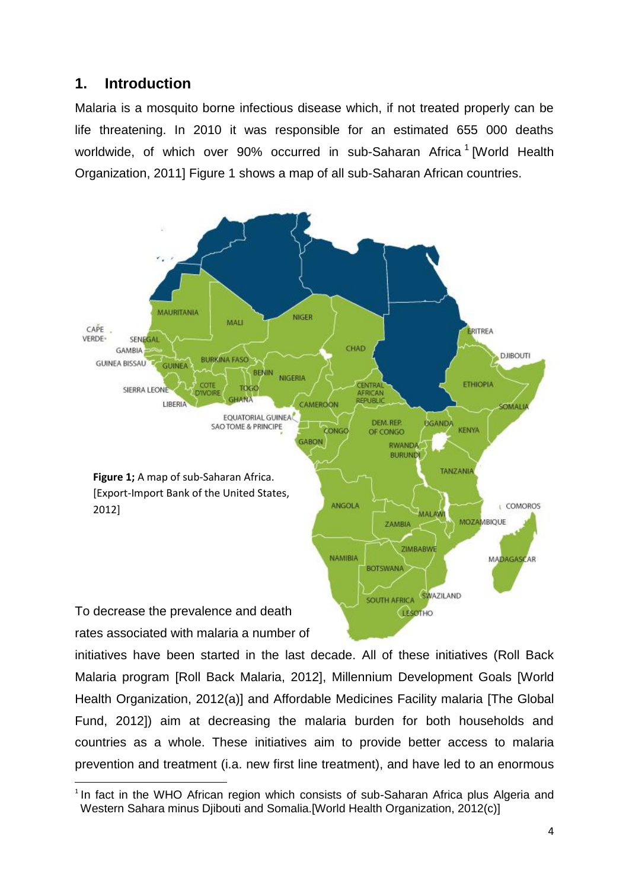## 1. Introduction

Malaria is a mosquito borne infectious disease which, if not treated properly can be life threatening. In 2010 it was responsible for an estimated 655 000 deaths worldwide, of which over 90% occurred in sub-Saharan Africa [1] [World Health Organization, 2011] Figure 1 shows a map of all sub-Saharan African countries.

**Figure 1;** A map of sub-Saharan Africa. [Export-Import Bank of the United States, 2012]

To decrease the prevalence and death rates associated with malaria a number of initiatives have been started in the last decade. All of these initiatives (Roll Back Malaria program [Roll Back Malaria, 2012], Millennium Development Goals [World Health Organization, 2012(a)] and Affordable Medicines Facility malaria [The Global Fund, 2012]) aim at decreasing the malaria burden for both households and countries as a whole. These initiatives aim to provide better access to malaria prevention and treatment (i.a. new first line treatment), and have led to an enormous

[1] In fact in the WHO African region which consists of sub-Saharan Africa plus Algeria and Western Sahara minus Djibouti and Somalia.[World Health Organization, 2012(c)]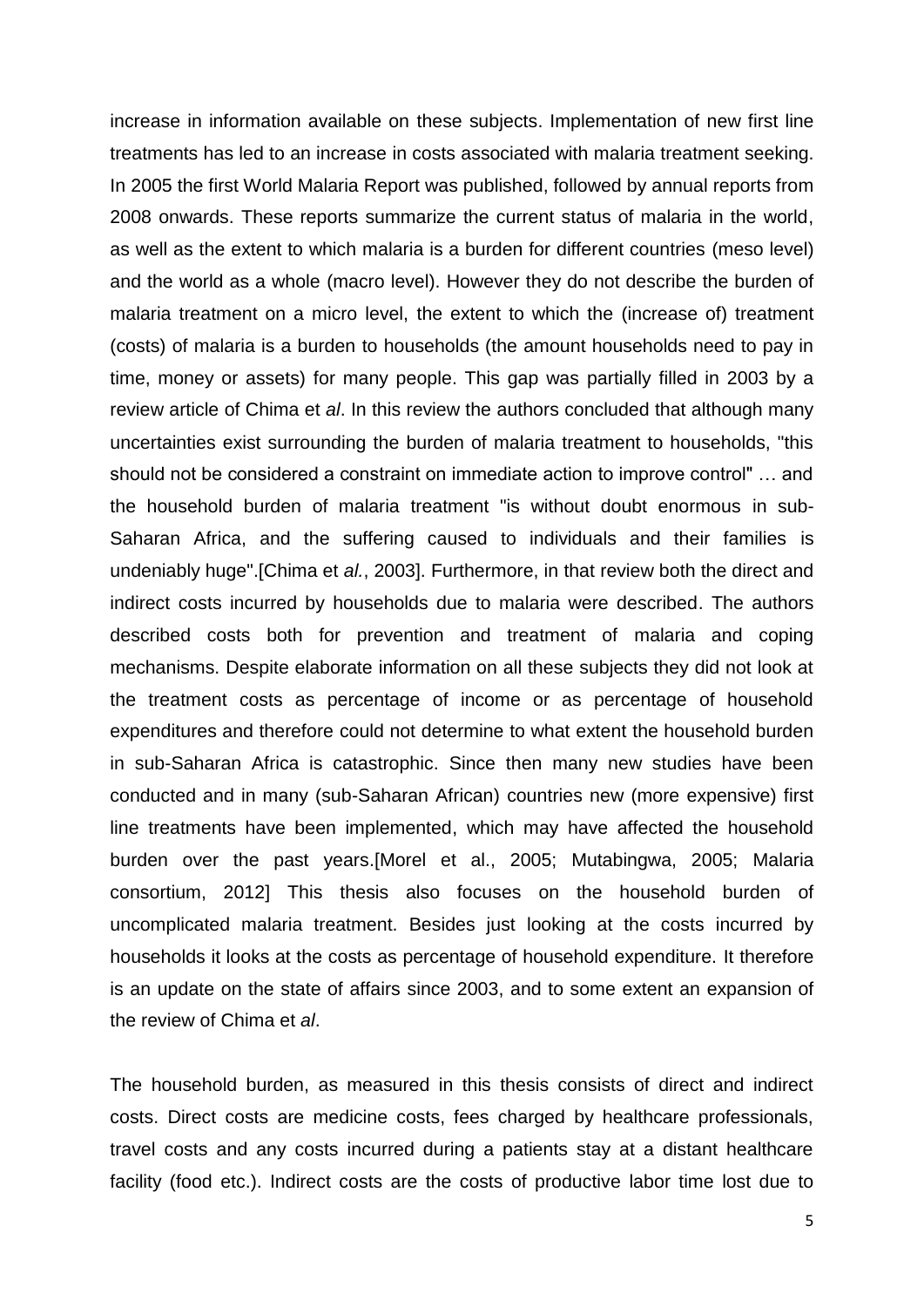increase in information available on these subjects. Implementation of new first line treatments has led to an increase in costs associated with malaria treatment seeking. In 2005 the first World Malaria Report was published, followed by annual reports from 2008 onwards. These reports summarize the current status of malaria in the world, as well as the extent to which malaria is a burden for different countries (meso level) and the world as a whole (macro level). However they do not describe the burden of malaria treatment on a micro level, the extent to which the (increase of) treatment (costs) of malaria is a burden to households (the amount households need to pay in time, money or assets) for many people. This gap was partially filled in 2003 by a review article of Chima et *al*. In this review the authors concluded that although many uncertainties exist surrounding the burden of malaria treatment to households, "this should not be considered a constraint on immediate action to improve control" … and the household burden of malaria treatment "is without doubt enormous in sub-Saharan Africa, and the suffering caused to individuals and their families is undeniably huge".[Chima et *al.*, 2003]. Furthermore, in that review both the direct and indirect costs incurred by households due to malaria were described. The authors described costs both for prevention and treatment of malaria and coping mechanisms. Despite elaborate information on all these subjects they did not look at the treatment costs as percentage of income or as percentage of household expenditures and therefore could not determine to what extent the household burden in sub-Saharan Africa is catastrophic. Since then many new studies have been conducted and in many (sub-Saharan African) countries new (more expensive) first line treatments have been implemented, which may have affected the household burden over the past years.[Morel et al., 2005; Mutabingwa, 2005; Malaria consortium, 2012] This thesis also focuses on the household burden of uncomplicated malaria treatment. Besides just looking at the costs incurred by households it looks at the costs as percentage of household expenditure. It therefore is an update on the state of affairs since 2003, and to some extent an expansion of the review of Chima et *al*.

The household burden, as measured in this thesis consists of direct and indirect costs. Direct costs are medicine costs, fees charged by healthcare professionals, travel costs and any costs incurred during a patients stay at a distant healthcare facility (food etc.). Indirect costs are the costs of productive labor time lost due to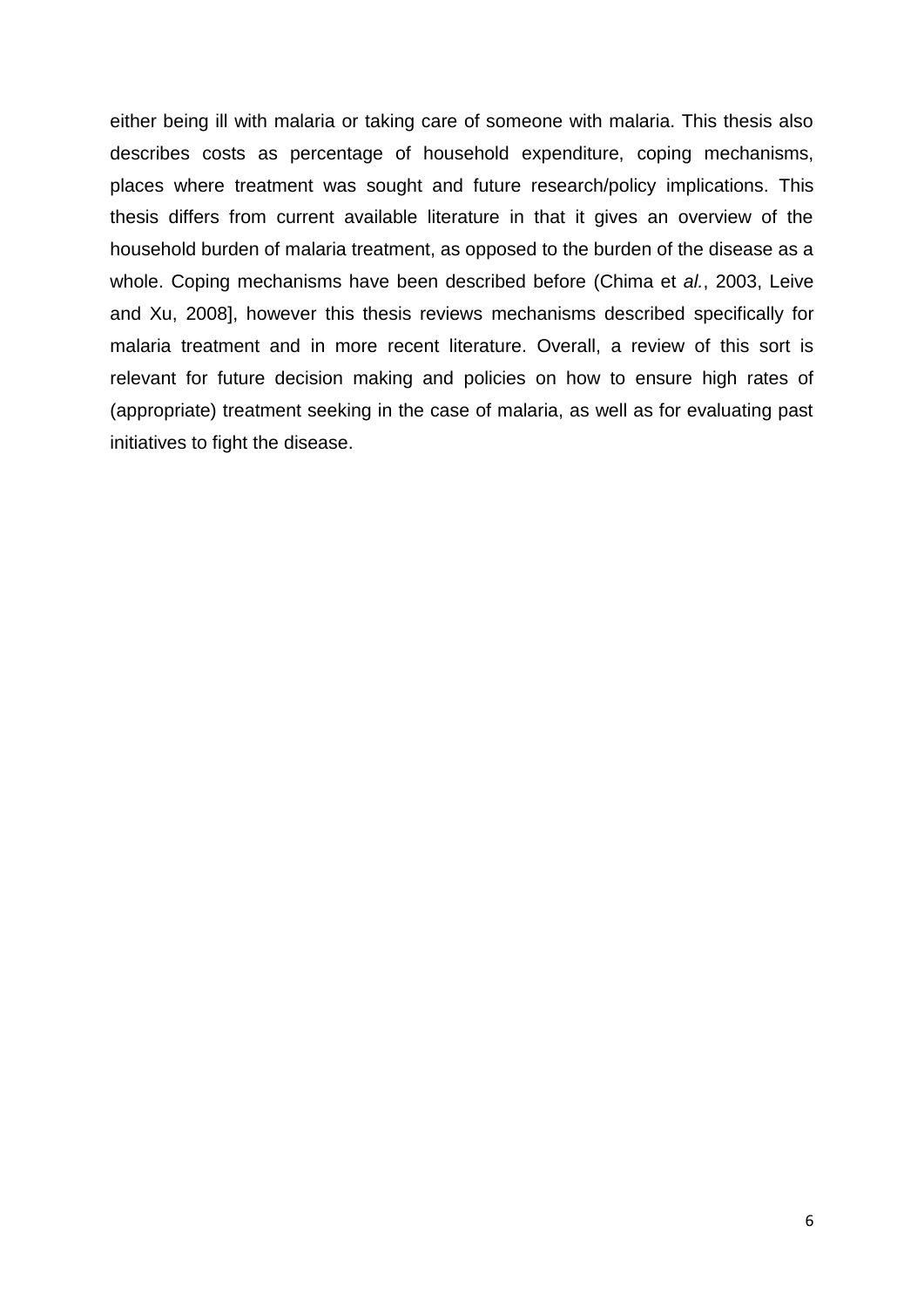either being ill with malaria or taking care of someone with malaria. This thesis also describes costs as percentage of household expenditure, coping mechanisms, places where treatment was sought and future research/policy implications. This thesis differs from current available literature in that it gives an overview of the household burden of malaria treatment, as opposed to the burden of the disease as a whole. Coping mechanisms have been described before (Chima et *al.*, 2003, Leive and Xu, 2008], however this thesis reviews mechanisms described specifically for malaria treatment and in more recent literature. Overall, a review of this sort is relevant for future decision making and policies on how to ensure high rates of (appropriate) treatment seeking in the case of malaria, as well as for evaluating past initiatives to fight the disease.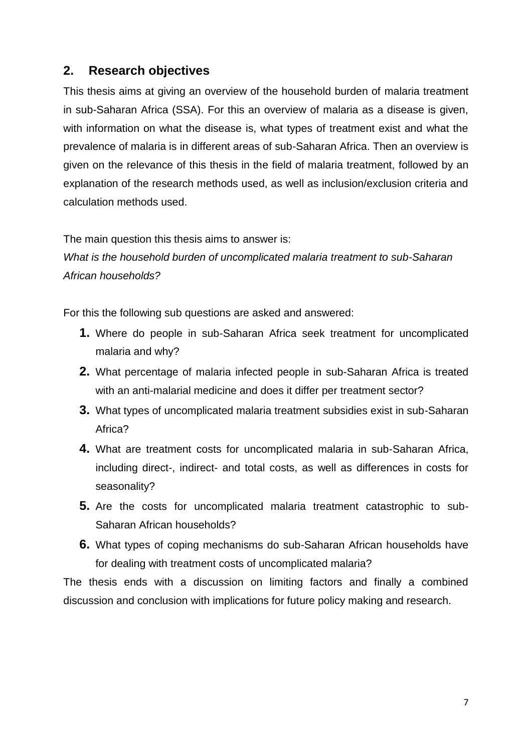## 2. Research objectives

This thesis aims at giving an overview of the household burden of malaria treatment in sub-Saharan Africa (SSA). For this an overview of malaria as a disease is given, with information on what the disease is, what types of treatment exist and what the prevalence of malaria is in different areas of sub-Saharan Africa. Then an overview is given on the relevance of this thesis in the field of malaria treatment, followed by an explanation of the research methods used, as well as inclusion/exclusion criteria and calculation methods used.

The main question this thesis aims to answer is:
*What is the household burden of uncomplicated malaria treatment to sub-Saharan African households?*

For this the following sub questions are asked and answered:

1. Where do people in sub-Saharan Africa seek treatment for uncomplicated malaria and why?
2. What percentage of malaria infected people in sub-Saharan Africa is treated with an anti-malarial medicine and does it differ per treatment sector?
3. What types of uncomplicated malaria treatment subsidies exist in sub-Saharan Africa?
4. What are treatment costs for uncomplicated malaria in sub-Saharan Africa, including direct-, indirect- and total costs, as well as differences in costs for seasonality?
5. Are the costs for uncomplicated malaria treatment catastrophic to sub-Saharan African households?
6. What types of coping mechanisms do sub-Saharan African households have for dealing with treatment costs of uncomplicated malaria?

The thesis ends with a discussion on limiting factors and finally a combined discussion and conclusion with implications for future policy making and research.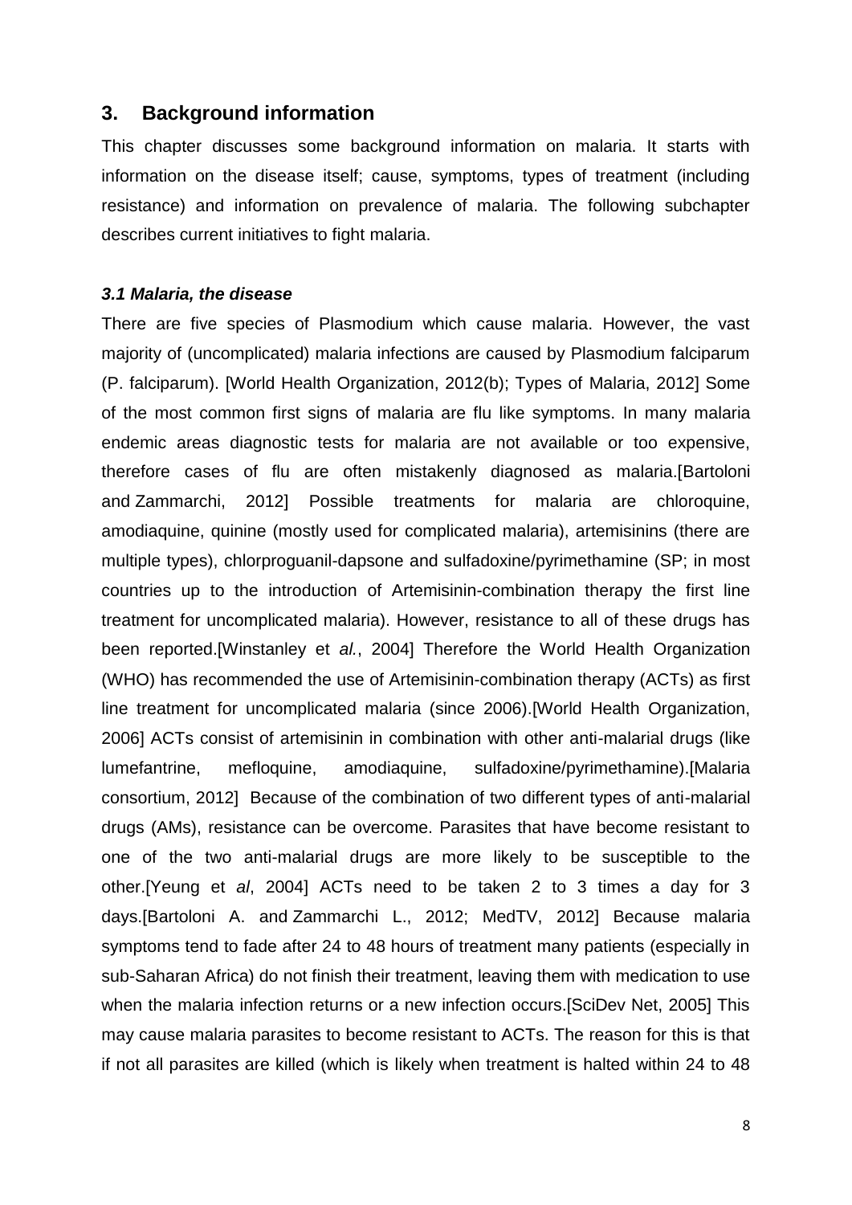## 3. Background information

This chapter discusses some background information on malaria. It starts with information on the disease itself; cause, symptoms, types of treatment (including resistance) and information on prevalence of malaria. The following subchapter describes current initiatives to fight malaria.

### *3.1 Malaria, the disease*

There are five species of Plasmodium which cause malaria. However, the vast majority of (uncomplicated) malaria infections are caused by Plasmodium falciparum (P. falciparum). [World Health Organization, 2012(b); Types of Malaria, 2012] Some of the most common first signs of malaria are flu like symptoms. In many malaria endemic areas diagnostic tests for malaria are not available or too expensive, therefore cases of flu are often mistakenly diagnosed as malaria.[Bartoloni and Zammarchi, 2012] Possible treatments for malaria are chloroquine, amodiaquine, quinine (mostly used for complicated malaria), artemisinins (there are multiple types), chlorproguanil-dapsone and sulfadoxine/pyrimethamine (SP; in most countries up to the introduction of Artemisinin-combination therapy the first line treatment for uncomplicated malaria). However, resistance to all of these drugs has been reported.[Winstanley et *al.*, 2004] Therefore the World Health Organization (WHO) has recommended the use of Artemisinin-combination therapy (ACTs) as first line treatment for uncomplicated malaria (since 2006).[World Health Organization, 2006] ACTs consist of artemisinin in combination with other anti-malarial drugs (like lumefantrine, mefloquine, amodiaquine, sulfadoxine/pyrimethamine).[Malaria consortium, 2012] Because of the combination of two different types of anti-malarial drugs (AMs), resistance can be overcome. Parasites that have become resistant to one of the two anti-malarial drugs are more likely to be susceptible to the other.[Yeung et *al*, 2004] ACTs need to be taken 2 to 3 times a day for 3 days.[Bartoloni A. and Zammarchi L., 2012; MedTV, 2012] Because malaria symptoms tend to fade after 24 to 48 hours of treatment many patients (especially in sub-Saharan Africa) do not finish their treatment, leaving them with medication to use when the malaria infection returns or a new infection occurs.[SciDev Net, 2005] This may cause malaria parasites to become resistant to ACTs. The reason for this is that if not all parasites are killed (which is likely when treatment is halted within 24 to 48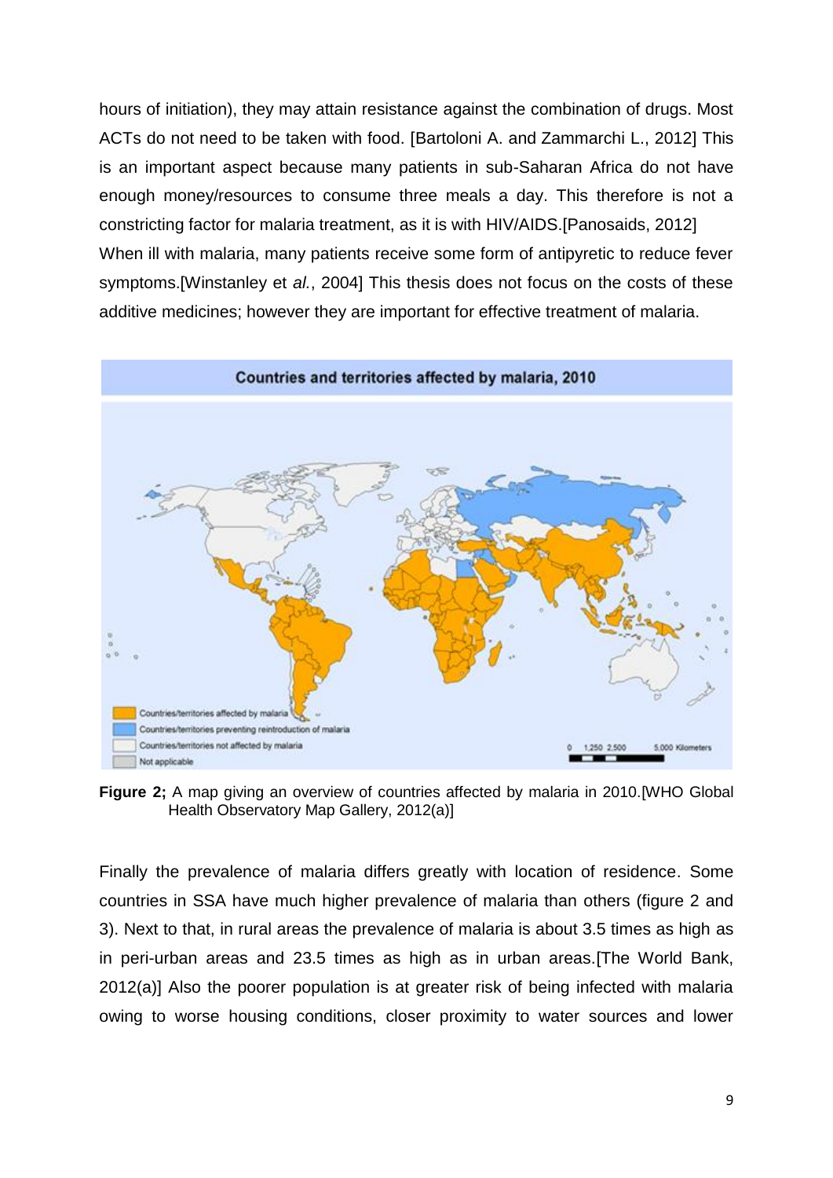hours of initiation), they may attain resistance against the combination of drugs. Most ACTs do not need to be taken with food. [Bartoloni A. and Zammarchi L., 2012] This is an important aspect because many patients in sub-Saharan Africa do not have enough money/resources to consume three meals a day. This therefore is not a constricting factor for malaria treatment, as it is with HIV/AIDS.[Panosaids, 2012]
When ill with malaria, many patients receive some form of antipyretic to reduce fever symptoms.[Winstanley et *al.*, 2004] This thesis does not focus on the costs of these additive medicines; however they are important for effective treatment of malaria.

**Figure 2;** A map giving an overview of countries affected by malaria in 2010.[WHO Global Health Observatory Map Gallery, 2012(a)]

Finally the prevalence of malaria differs greatly with location of residence. Some countries in SSA have much higher prevalence of malaria than others (figure 2 and 3). Next to that, in rural areas the prevalence of malaria is about 3.5 times as high as in peri-urban areas and 23.5 times as high as in urban areas.[The World Bank, 2012(a)] Also the poorer population is at greater risk of being infected with malaria owing to worse housing conditions, closer proximity to water sources and lower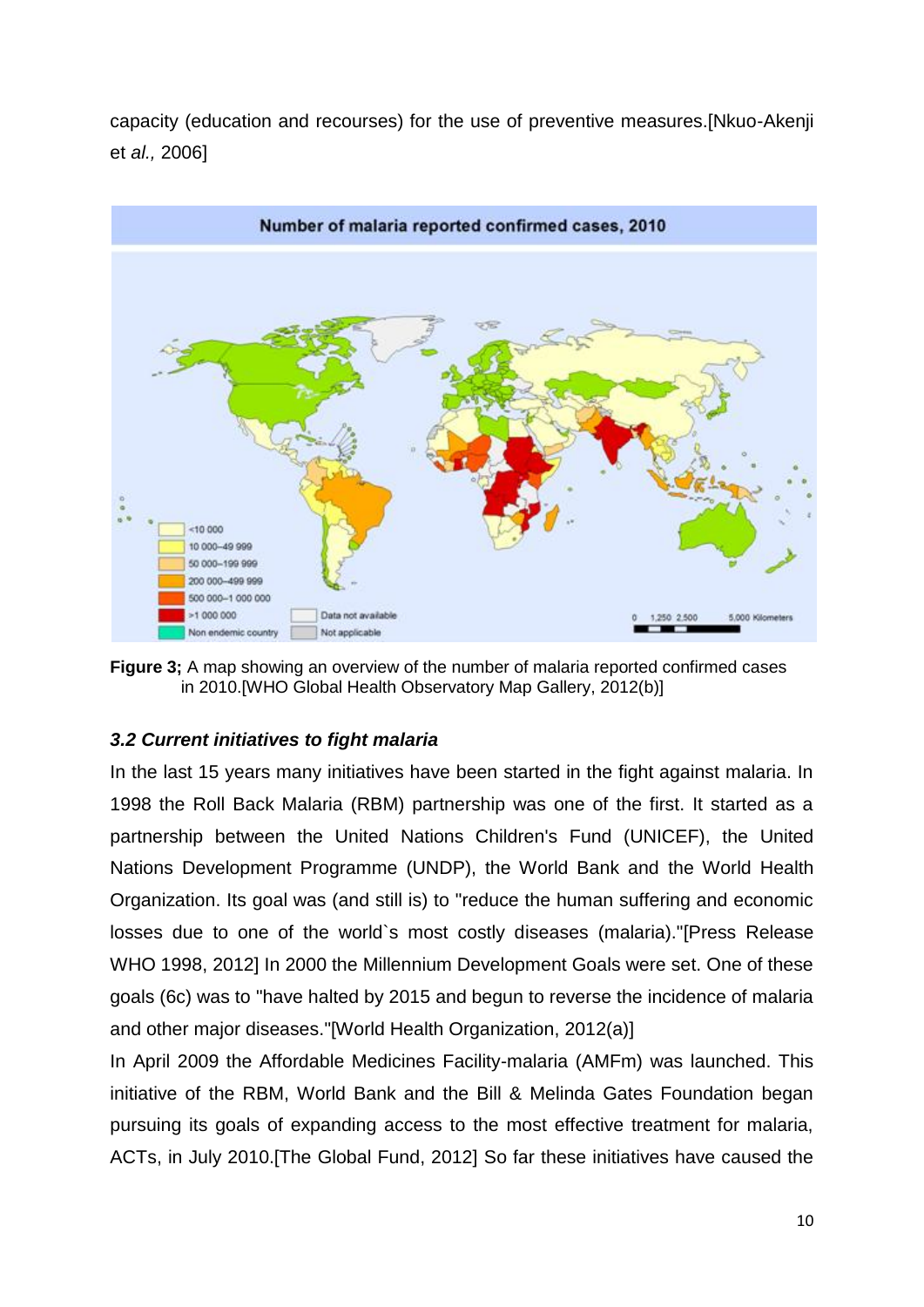capacity (education and recourses) for the use of preventive measures.[Nkuo-Akenji et *al.,* 2006]

**Figure 3;** A map showing an overview of the number of malaria reported confirmed cases in 2010.[WHO Global Health Observatory Map Gallery, 2012(b)]

### *3.2 Current initiatives to fight malaria*

In the last 15 years many initiatives have been started in the fight against malaria. In 1998 the Roll Back Malaria (RBM) partnership was one of the first. It started as a partnership between the United Nations Children's Fund (UNICEF), the United Nations Development Programme (UNDP), the World Bank and the World Health Organization. Its goal was (and still is) to "reduce the human suffering and economic losses due to one of the world`s most costly diseases (malaria)."[Press Release WHO 1998, 2012] In 2000 the Millennium Development Goals were set. One of these goals (6c) was to "have halted by 2015 and begun to reverse the incidence of malaria and other major diseases."[World Health Organization, 2012(a)]

In April 2009 the Affordable Medicines Facility-malaria (AMFm) was launched. This initiative of the RBM, World Bank and the Bill & Melinda Gates Foundation began pursuing its goals of expanding access to the most effective treatment for malaria, ACTs, in July 2010.[The Global Fund, 2012] So far these initiatives have caused the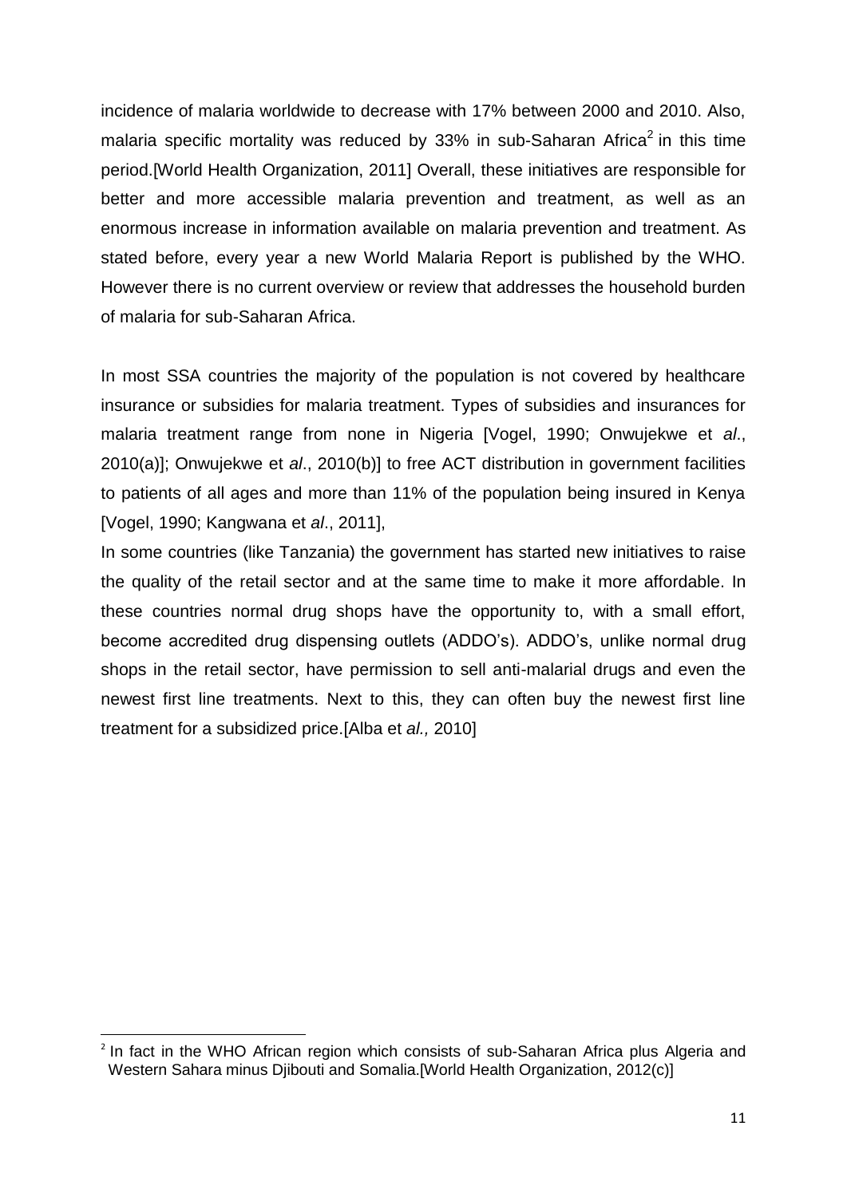incidence of malaria worldwide to decrease with 17% between 2000 and 2010. Also, malaria specific mortality was reduced by 33% in sub-Saharan Africa[2] in this time period.[World Health Organization, 2011] Overall, these initiatives are responsible for better and more accessible malaria prevention and treatment, as well as an enormous increase in information available on malaria prevention and treatment. As stated before, every year a new World Malaria Report is published by the WHO. However there is no current overview or review that addresses the household burden of malaria for sub-Saharan Africa.

In most SSA countries the majority of the population is not covered by healthcare insurance or subsidies for malaria treatment. Types of subsidies and insurances for malaria treatment range from none in Nigeria [Vogel, 1990; Onwujekwe et *al*., 2010(a)]; Onwujekwe et *al*., 2010(b)] to free ACT distribution in government facilities to patients of all ages and more than 11% of the population being insured in Kenya [Vogel, 1990; Kangwana et *al*., 2011],

In some countries (like Tanzania) the government has started new initiatives to raise the quality of the retail sector and at the same time to make it more affordable. In these countries normal drug shops have the opportunity to, with a small effort, become accredited drug dispensing outlets (ADDO's). ADDO's, unlike normal drug shops in the retail sector, have permission to sell anti-malarial drugs and even the newest first line treatments. Next to this, they can often buy the newest first line treatment for a subsidized price.[Alba et *al.,* 2010]

---

[2] In fact in the WHO African region which consists of sub-Saharan Africa plus Algeria and Western Sahara minus Djibouti and Somalia.[World Health Organization, 2012(c)]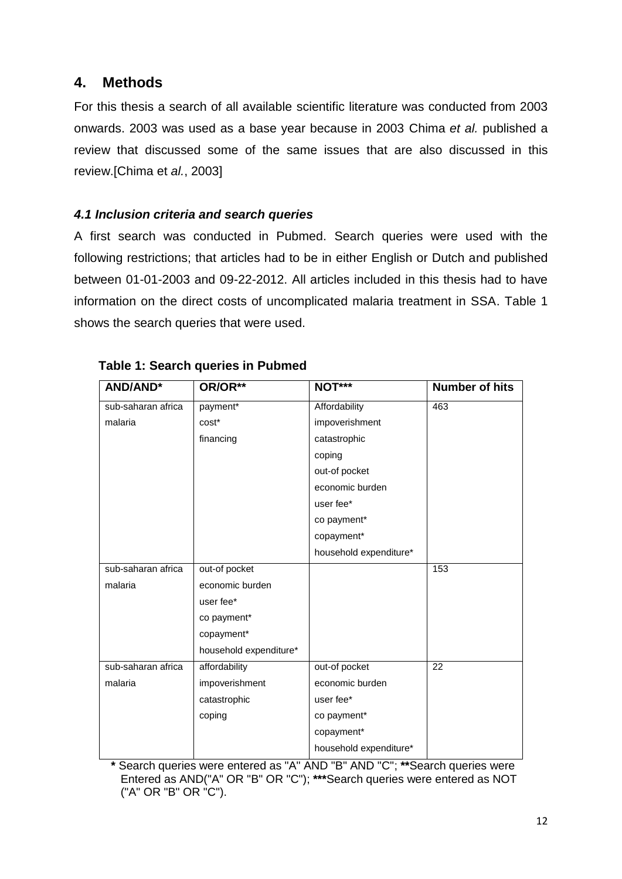## 4. Methods

For this thesis a search of all available scientific literature was conducted from 2003 onwards. 2003 was used as a base year because in 2003 Chima *et al.* published a review that discussed some of the same issues that are also discussed in this review.[Chima et *al.*, 2003]

### *4.1 Inclusion criteria and search queries*

A first search was conducted in Pubmed. Search queries were used with the following restrictions; that articles had to be in either English or Dutch and published between 01-01-2003 and 09-22-2012. All articles included in this thesis had to have information on the direct costs of uncomplicated malaria treatment in SSA. Table 1 shows the search queries that were used.

**Table 1: Search queries in Pubmed**

| AND/AND* | OR/OR** | NOT*** | Number of hits |
|---|---|---|---|
| sub-saharan africa<br>malaria | payment*<br>cost*<br>financing | Affordability<br>impoverishment<br>catastrophic<br>coping<br>out-of pocket<br>economic burden<br>user fee*<br>co payment*<br>copayment*<br>household expenditure* | 463 |
| sub-saharan africa<br>malaria | out-of pocket<br>economic burden<br>user fee*<br>co payment*<br>copayment*<br>household expenditure* | | 153 |
| sub-saharan africa<br>malaria | affordability<br>impoverishment<br>catastrophic<br>coping | out-of pocket<br>economic burden<br>user fee*<br>co payment*<br>copayment*<br>household expenditure* | 22 |

**\*** Search queries were entered as "A" AND "B" AND "C"; **\*\***Search queries were Entered as AND("A" OR "B" OR "C"); **\*\*\***Search queries were entered as NOT ("A" OR "B" OR "C").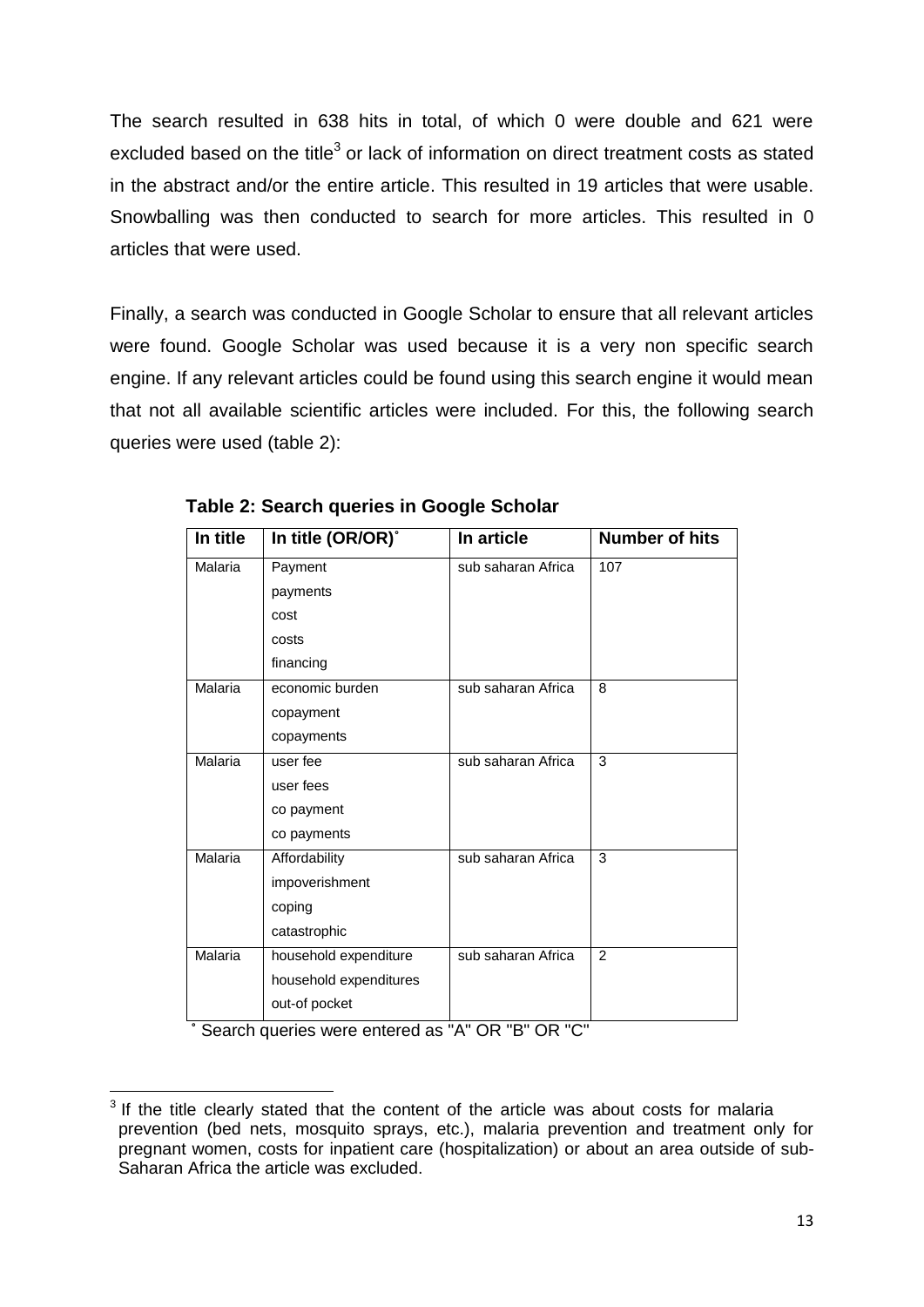The search resulted in 638 hits in total, of which 0 were double and 621 were excluded based on the title[3] or lack of information on direct treatment costs as stated in the abstract and/or the entire article. This resulted in 19 articles that were usable. Snowballing was then conducted to search for more articles. This resulted in 0 articles that were used.

Finally, a search was conducted in Google Scholar to ensure that all relevant articles were found. Google Scholar was used because it is a very non specific search engine. If any relevant articles could be found using this search engine it would mean that not all available scientific articles were included. For this, the following search queries were used (table 2):

**Table 2: Search queries in Google Scholar**

| In title | In title (OR/OR)[˚] | In article | Number of hits |
|---|---|---|---|
| Malaria | Payment<br>payments<br>cost<br>costs<br>financing | sub saharan Africa | 107 |
| Malaria | economic burden<br>copayment<br>copayments | sub saharan Africa | 8 |
| Malaria | user fee<br>user fees<br>co payment<br>co payments | sub saharan Africa | 3 |
| Malaria | Affordability<br>impoverishment<br>coping<br>catastrophic | sub saharan Africa | 3 |
| Malaria | household expenditure<br>household expenditures<br>out-of pocket | sub saharan Africa | 2 |

˚ Search queries were entered as "A" OR "B" OR "C"

[3] If the title clearly stated that the content of the article was about costs for malaria prevention (bed nets, mosquito sprays, etc.), malaria prevention and treatment only for pregnant women, costs for inpatient care (hospitalization) or about an area outside of sub-Saharan Africa the article was excluded.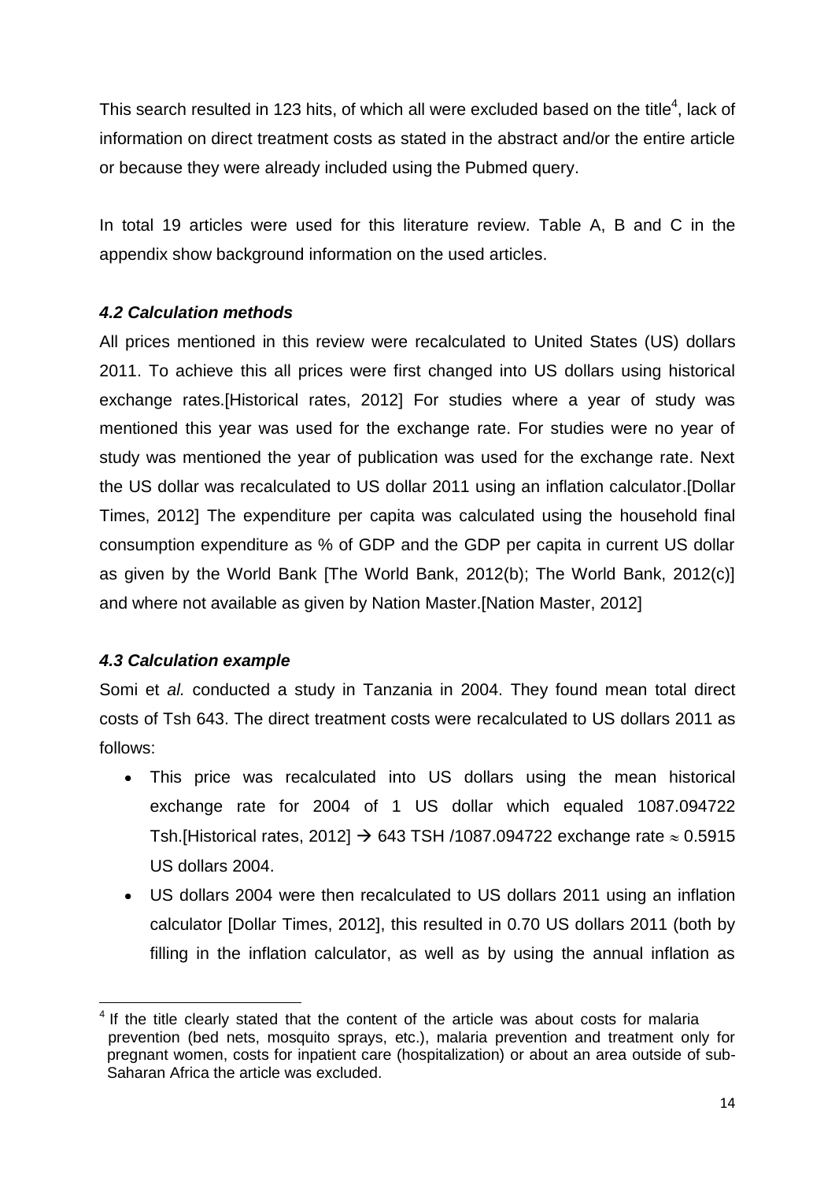This search resulted in 123 hits, of which all were excluded based on the title[4], lack of information on direct treatment costs as stated in the abstract and/or the entire article or because they were already included using the Pubmed query.

In total 19 articles were used for this literature review. Table A, B and C in the appendix show background information on the used articles.

### *4.2 Calculation methods*

All prices mentioned in this review were recalculated to United States (US) dollars 2011. To achieve this all prices were first changed into US dollars using historical exchange rates.[Historical rates, 2012] For studies where a year of study was mentioned this year was used for the exchange rate. For studies were no year of study was mentioned the year of publication was used for the exchange rate. Next the US dollar was recalculated to US dollar 2011 using an inflation calculator.[Dollar Times, 2012] The expenditure per capita was calculated using the household final consumption expenditure as % of GDP and the GDP per capita in current US dollar as given by the World Bank [The World Bank, 2012(b); The World Bank, 2012(c)] and where not available as given by Nation Master.[Nation Master, 2012]

### *4.3 Calculation example*

Somi et *al.* conducted a study in Tanzania in 2004. They found mean total direct costs of Tsh 643. The direct treatment costs were recalculated to US dollars 2011 as follows:

- This price was recalculated into US dollars using the mean historical exchange rate for 2004 of 1 US dollar which equaled 1087.094722 Tsh.[Historical rates, 2012] → 643 TSH /1087.094722 exchange rate $\approx$ 0.5915 US dollars 2004.
- US dollars 2004 were then recalculated to US dollars 2011 using an inflation calculator [Dollar Times, 2012], this resulted in 0.70 US dollars 2011 (both by filling in the inflation calculator, as well as by using the annual inflation as

[4] If the title clearly stated that the content of the article was about costs for malaria prevention (bed nets, mosquito sprays, etc.), malaria prevention and treatment only for pregnant women, costs for inpatient care (hospitalization) or about an area outside of sub-Saharan Africa the article was excluded.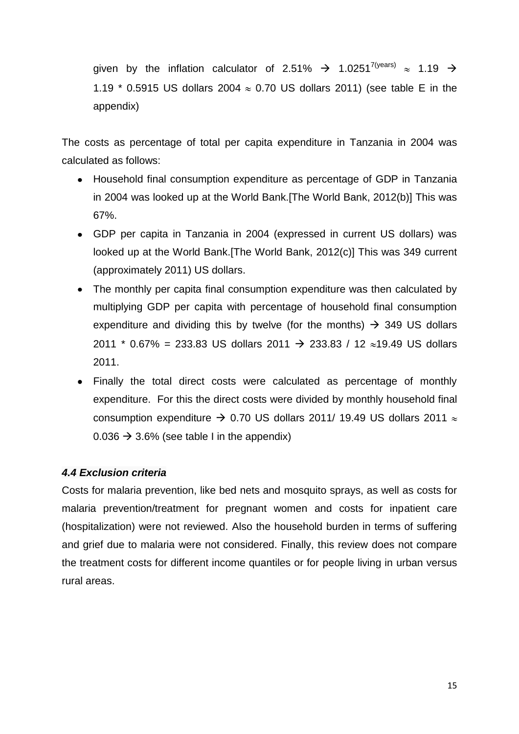given by the inflation calculator of 2.51% → $1.0251^{7(\text{years})} \approx 1.19$ → $1.19 * 0.5915$ US dollars 2004 $\approx$ 0.70 US dollars 2011) (see table E in the appendix)

The costs as percentage of total per capita expenditure in Tanzania in 2004 was calculated as follows:

- Household final consumption expenditure as percentage of GDP in Tanzania in 2004 was looked up at the World Bank.[The World Bank, 2012(b)] This was 67%.
- GDP per capita in Tanzania in 2004 (expressed in current US dollars) was looked up at the World Bank.[The World Bank, 2012(c)] This was 349 current (approximately 2011) US dollars.
- The monthly per capita final consumption expenditure was then calculated by multiplying GDP per capita with percentage of household final consumption expenditure and dividing this by twelve (for the months) → 349 US dollars 2011 * 0.67% = 233.83 US dollars 2011 → 233.83 / 12 $\approx$19.49 US dollars 2011.
- Finally the total direct costs were calculated as percentage of monthly expenditure. For this the direct costs were divided by monthly household final consumption expenditure → 0.70 US dollars 2011/ 19.49 US dollars 2011 $\approx$ 0.036 → 3.6% (see table I in the appendix)

### *4.4 Exclusion criteria*

Costs for malaria prevention, like bed nets and mosquito sprays, as well as costs for malaria prevention/treatment for pregnant women and costs for inpatient care (hospitalization) were not reviewed. Also the household burden in terms of suffering and grief due to malaria were not considered. Finally, this review does not compare the treatment costs for different income quantiles or for people living in urban versus rural areas.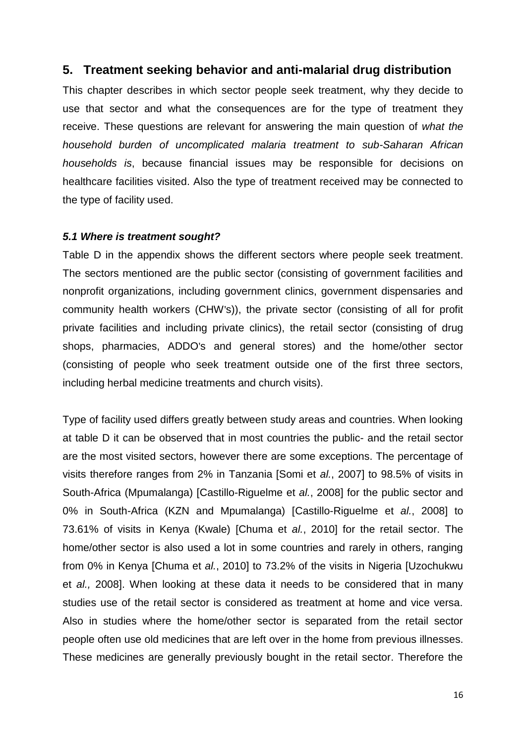## 5. Treatment seeking behavior and anti-malarial drug distribution

This chapter describes in which sector people seek treatment, why they decide to use that sector and what the consequences are for the type of treatment they receive. These questions are relevant for answering the main question of *what the household burden of uncomplicated malaria treatment to sub-Saharan African households is*, because financial issues may be responsible for decisions on healthcare facilities visited. Also the type of treatment received may be connected to the type of facility used.

### *5.1 Where is treatment sought?*

Table D in the appendix shows the different sectors where people seek treatment. The sectors mentioned are the public sector (consisting of government facilities and nonprofit organizations, including government clinics, government dispensaries and community health workers (CHW's)), the private sector (consisting of all for profit private facilities and including private clinics), the retail sector (consisting of drug shops, pharmacies, ADDO's and general stores) and the home/other sector (consisting of people who seek treatment outside one of the first three sectors, including herbal medicine treatments and church visits).

Type of facility used differs greatly between study areas and countries. When looking at table D it can be observed that in most countries the public- and the retail sector are the most visited sectors, however there are some exceptions. The percentage of visits therefore ranges from 2% in Tanzania [Somi et *al.*, 2007] to 98.5% of visits in South-Africa (Mpumalanga) [Castillo-Riguelme et *al.*, 2008] for the public sector and 0% in South-Africa (KZN and Mpumalanga) [Castillo-Riguelme et *al.*, 2008] to 73.61% of visits in Kenya (Kwale) [Chuma et *al.*, 2010] for the retail sector. The home/other sector is also used a lot in some countries and rarely in others, ranging from 0% in Kenya [Chuma et *al.*, 2010] to 73.2% of the visits in Nigeria [Uzochukwu et *al.,* 2008]. When looking at these data it needs to be considered that in many studies use of the retail sector is considered as treatment at home and vice versa. Also in studies where the home/other sector is separated from the retail sector people often use old medicines that are left over in the home from previous illnesses. These medicines are generally previously bought in the retail sector. Therefore the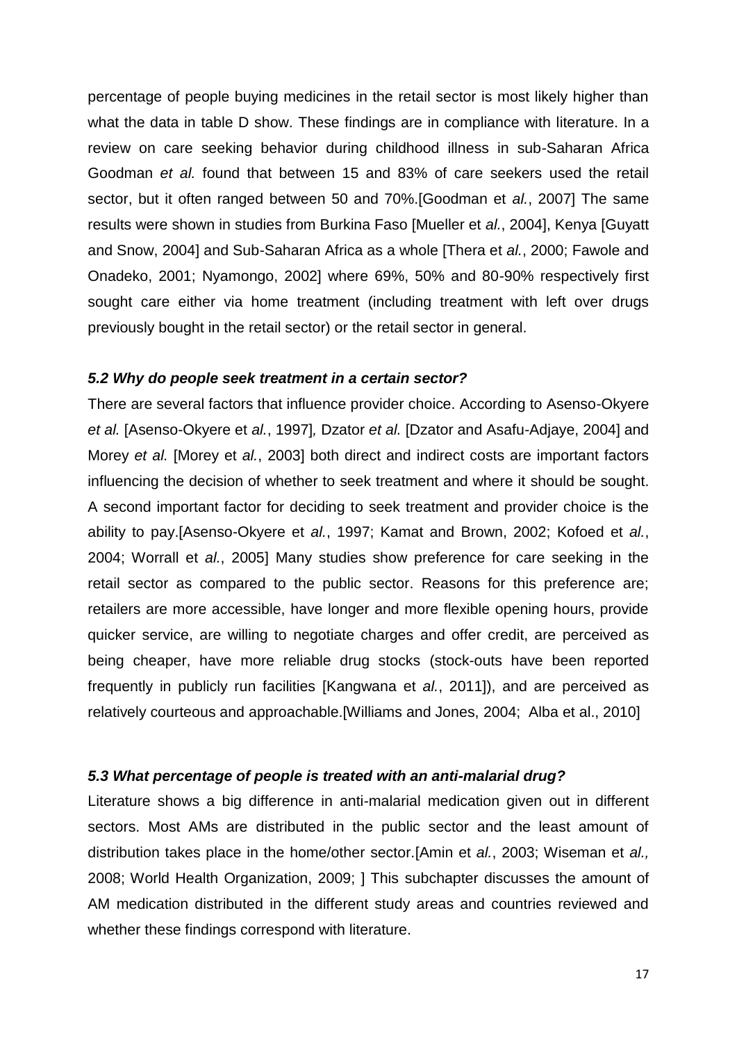percentage of people buying medicines in the retail sector is most likely higher than what the data in table D show. These findings are in compliance with literature. In a review on care seeking behavior during childhood illness in sub-Saharan Africa Goodman *et al.* found that between 15 and 83% of care seekers used the retail sector, but it often ranged between 50 and 70%.[Goodman et *al.*, 2007] The same results were shown in studies from Burkina Faso [Mueller et *al.*, 2004], Kenya [Guyatt and Snow, 2004] and Sub-Saharan Africa as a whole [Thera et *al.*, 2000; Fawole and Onadeko, 2001; Nyamongo, 2002] where 69%, 50% and 80-90% respectively first sought care either via home treatment (including treatment with left over drugs previously bought in the retail sector) or the retail sector in general.

### *5.2 Why do people seek treatment in a certain sector?*

There are several factors that influence provider choice. According to Asenso-Okyere *et al.* [Asenso-Okyere et *al.*, 1997]*,* Dzator *et al.* [Dzator and Asafu-Adjaye, 2004] and Morey *et al.* [Morey et *al.*, 2003] both direct and indirect costs are important factors influencing the decision of whether to seek treatment and where it should be sought. A second important factor for deciding to seek treatment and provider choice is the ability to pay.[Asenso-Okyere et *al.*, 1997; Kamat and Brown, 2002; Kofoed et *al.*, 2004; Worrall et *al.*, 2005] Many studies show preference for care seeking in the retail sector as compared to the public sector. Reasons for this preference are; retailers are more accessible, have longer and more flexible opening hours, provide quicker service, are willing to negotiate charges and offer credit, are perceived as being cheaper, have more reliable drug stocks (stock-outs have been reported frequently in publicly run facilities [Kangwana et *al.*, 2011]), and are perceived as relatively courteous and approachable.[Williams and Jones, 2004; Alba et al., 2010]

### *5.3 What percentage of people is treated with an anti-malarial drug?*

Literature shows a big difference in anti-malarial medication given out in different sectors. Most AMs are distributed in the public sector and the least amount of distribution takes place in the home/other sector.[Amin et *al.*, 2003; Wiseman et *al.,* 2008; World Health Organization, 2009; ] This subchapter discusses the amount of AM medication distributed in the different study areas and countries reviewed and whether these findings correspond with literature.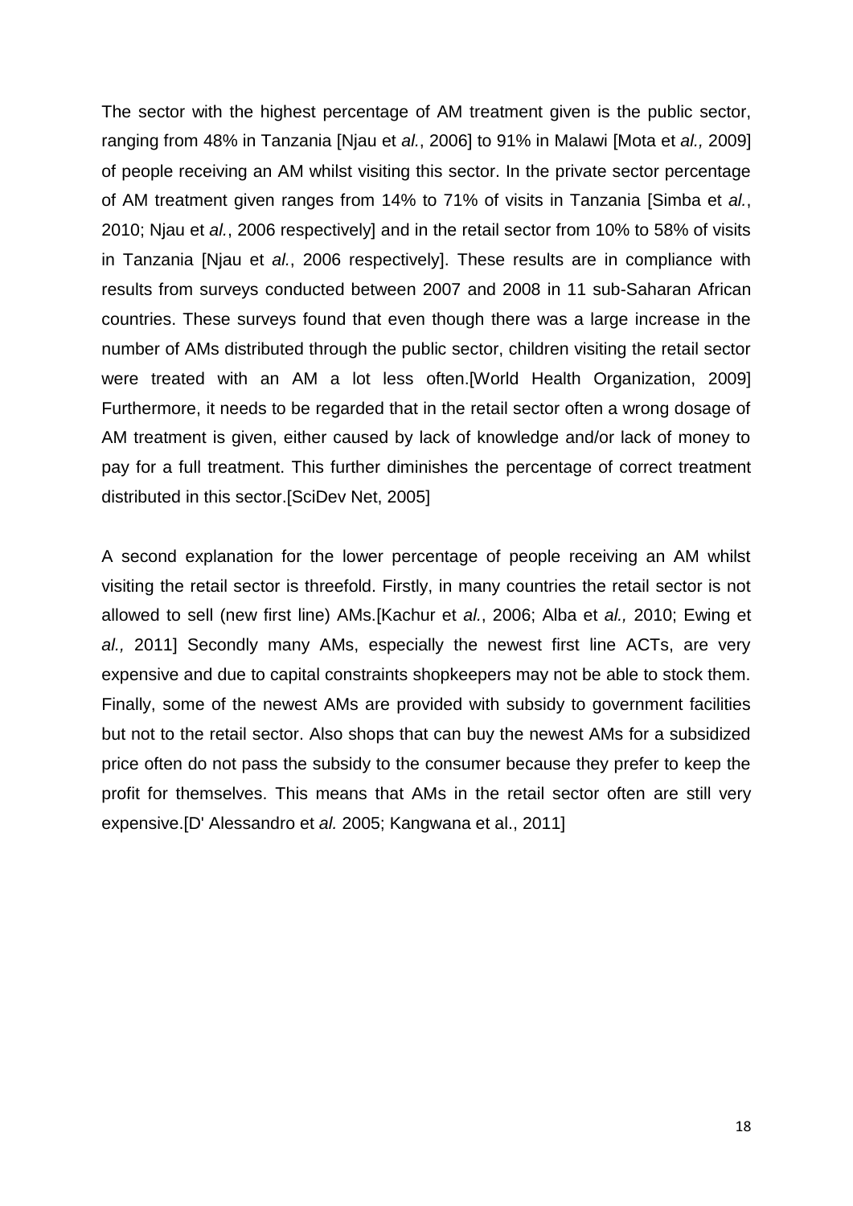The sector with the highest percentage of AM treatment given is the public sector, ranging from 48% in Tanzania [Njau et *al.*, 2006] to 91% in Malawi [Mota et *al.,* 2009] of people receiving an AM whilst visiting this sector. In the private sector percentage of AM treatment given ranges from 14% to 71% of visits in Tanzania [Simba et *al.*, 2010; Njau et *al.*, 2006 respectively] and in the retail sector from 10% to 58% of visits in Tanzania [Njau et *al.*, 2006 respectively]. These results are in compliance with results from surveys conducted between 2007 and 2008 in 11 sub-Saharan African countries. These surveys found that even though there was a large increase in the number of AMs distributed through the public sector, children visiting the retail sector were treated with an AM a lot less often.[World Health Organization, 2009] Furthermore, it needs to be regarded that in the retail sector often a wrong dosage of AM treatment is given, either caused by lack of knowledge and/or lack of money to pay for a full treatment. This further diminishes the percentage of correct treatment distributed in this sector.[SciDev Net, 2005]

A second explanation for the lower percentage of people receiving an AM whilst visiting the retail sector is threefold. Firstly, in many countries the retail sector is not allowed to sell (new first line) AMs.[Kachur et *al.*, 2006; Alba et *al.,* 2010; Ewing et *al.,* 2011] Secondly many AMs, especially the newest first line ACTs, are very expensive and due to capital constraints shopkeepers may not be able to stock them. Finally, some of the newest AMs are provided with subsidy to government facilities but not to the retail sector. Also shops that can buy the newest AMs for a subsidized price often do not pass the subsidy to the consumer because they prefer to keep the profit for themselves. This means that AMs in the retail sector often are still very expensive.[D' Alessandro et *al.* 2005; Kangwana et al., 2011]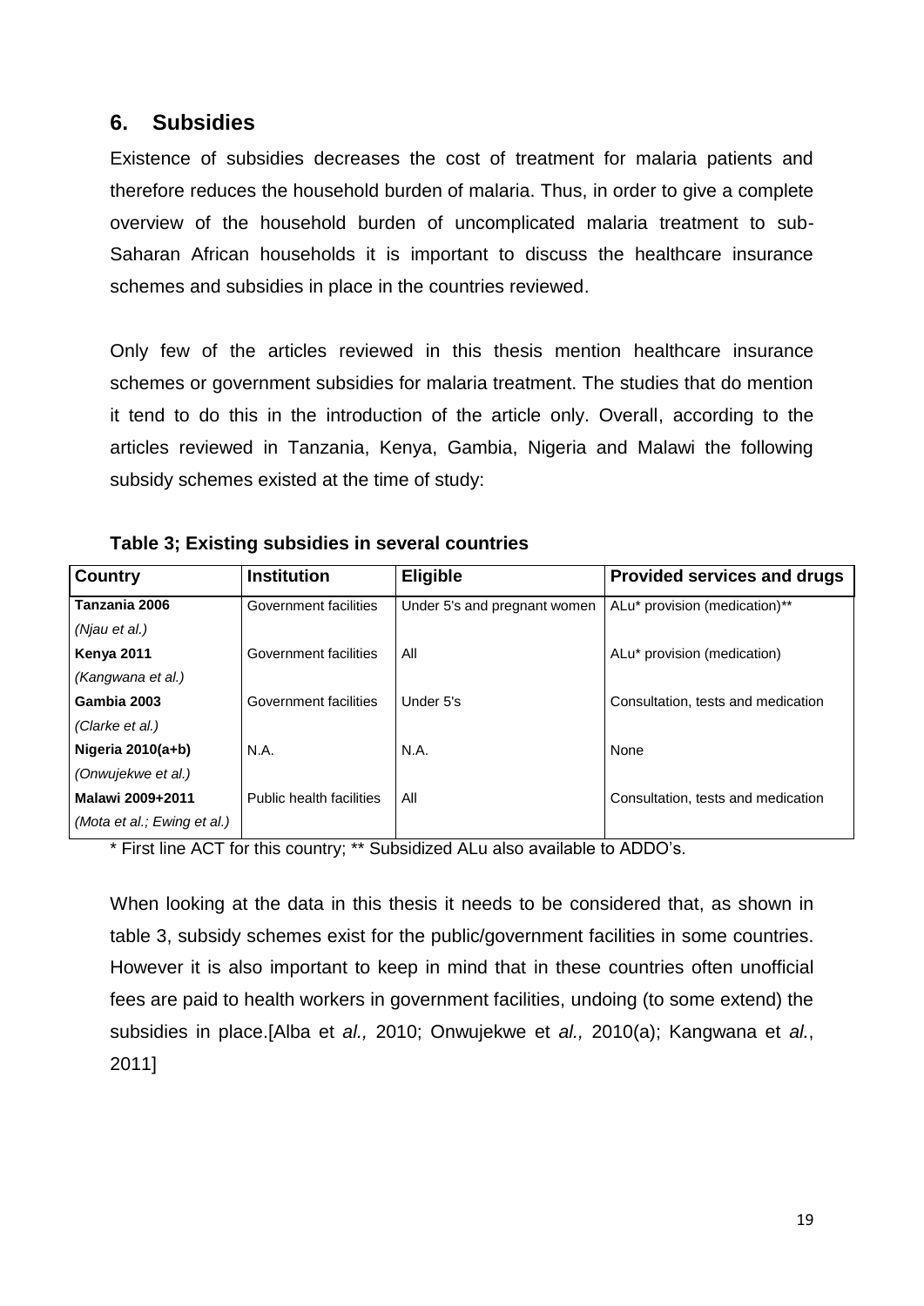## 6. Subsidies

Existence of subsidies decreases the cost of treatment for malaria patients and therefore reduces the household burden of malaria. Thus, in order to give a complete overview of the household burden of uncomplicated malaria treatment to sub-Saharan African households it is important to discuss the healthcare insurance schemes and subsidies in place in the countries reviewed.

Only few of the articles reviewed in this thesis mention healthcare insurance schemes or government subsidies for malaria treatment. The studies that do mention it tend to do this in the introduction of the article only. Overall, according to the articles reviewed in Tanzania, Kenya, Gambia, Nigeria and Malawi the following subsidy schemes existed at the time of study:

**Table 3; Existing subsidies in several countries**

| Country | Institution | Eligible | Provided services and drugs |
|---|---|---|---|
| **Tanzania 2006** *(Njau et al.)* | Government facilities | Under 5's and pregnant women | ALu* provision (medication)** |
| **Kenya 2011** *(Kangwana et al.)* | Government facilities | All | ALu* provision (medication) |
| **Gambia 2003** *(Clarke et al.)* | Government facilities | Under 5's | Consultation, tests and medication |
| **Nigeria 2010(a+b)** *(Onwujekwe et al.)* | N.A. | N.A. | None |
| **Malawi 2009+2011** *(Mota et al.; Ewing et al.)* | Public health facilities | All | Consultation, tests and medication |

\* First line ACT for this country; ** Subsidized ALu also available to ADDO's.

When looking at the data in this thesis it needs to be considered that, as shown in table 3, subsidy schemes exist for the public/government facilities in some countries. However it is also important to keep in mind that in these countries often unofficial fees are paid to health workers in government facilities, undoing (to some extend) the subsidies in place.[Alba et *al.,* 2010; Onwujekwe et *al.,* 2010(a); Kangwana et *al.*, 2011]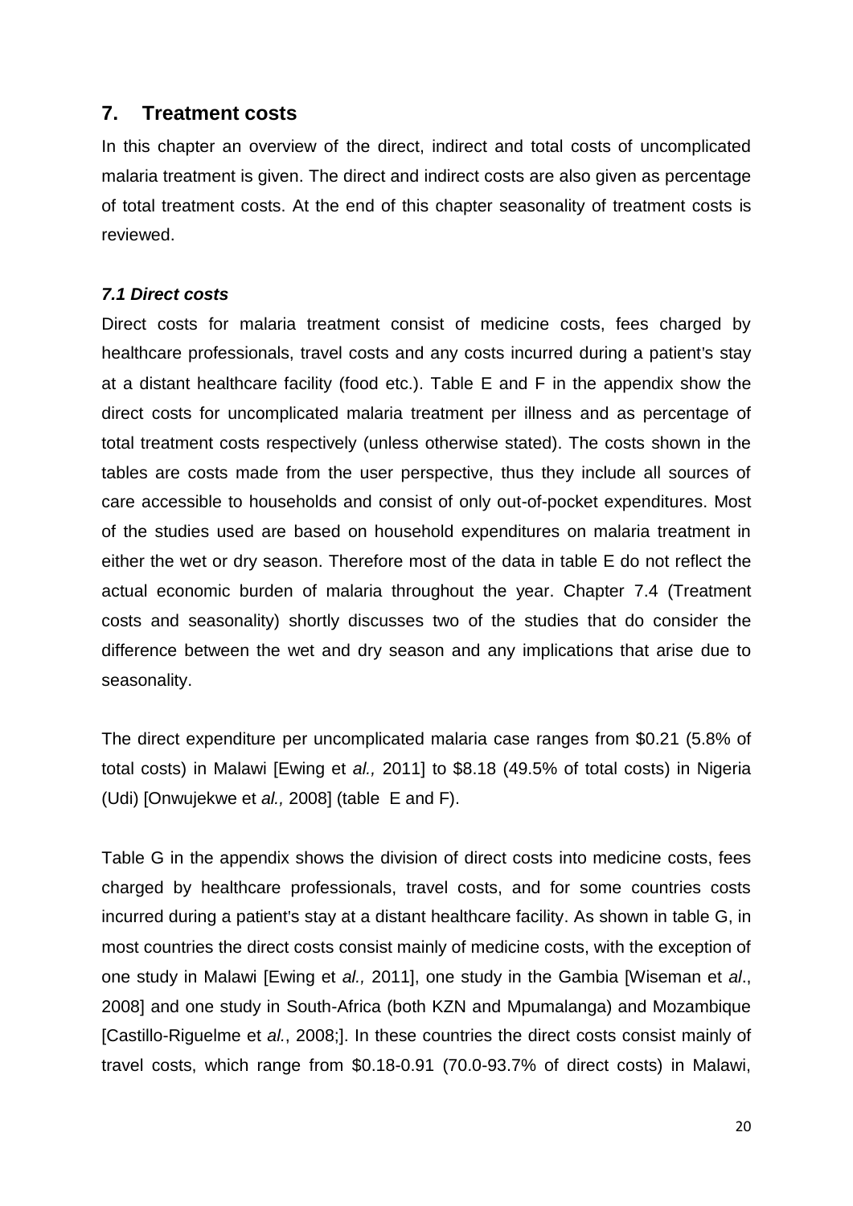## 7. Treatment costs

In this chapter an overview of the direct, indirect and total costs of uncomplicated malaria treatment is given. The direct and indirect costs are also given as percentage of total treatment costs. At the end of this chapter seasonality of treatment costs is reviewed.

### *7.1 Direct costs*

Direct costs for malaria treatment consist of medicine costs, fees charged by healthcare professionals, travel costs and any costs incurred during a patient's stay at a distant healthcare facility (food etc.). Table E and F in the appendix show the direct costs for uncomplicated malaria treatment per illness and as percentage of total treatment costs respectively (unless otherwise stated). The costs shown in the tables are costs made from the user perspective, thus they include all sources of care accessible to households and consist of only out-of-pocket expenditures. Most of the studies used are based on household expenditures on malaria treatment in either the wet or dry season. Therefore most of the data in table E do not reflect the actual economic burden of malaria throughout the year. Chapter 7.4 (Treatment costs and seasonality) shortly discusses two of the studies that do consider the difference between the wet and dry season and any implications that arise due to seasonality.

The direct expenditure per uncomplicated malaria case ranges from $0.21 (5.8% of total costs) in Malawi [Ewing et *al.,* 2011] to $8.18 (49.5% of total costs) in Nigeria (Udi) [Onwujekwe et *al.,* 2008] (table E and F).

Table G in the appendix shows the division of direct costs into medicine costs, fees charged by healthcare professionals, travel costs, and for some countries costs incurred during a patient's stay at a distant healthcare facility. As shown in table G, in most countries the direct costs consist mainly of medicine costs, with the exception of one study in Malawi [Ewing et *al.,* 2011], one study in the Gambia [Wiseman et *al*., 2008] and one study in South-Africa (both KZN and Mpumalanga) and Mozambique [Castillo-Riguelme et *al*., 2008;]. In these countries the direct costs consist mainly of travel costs, which range from $0.18-0.91 (70.0-93.7% of direct costs) in Malawi,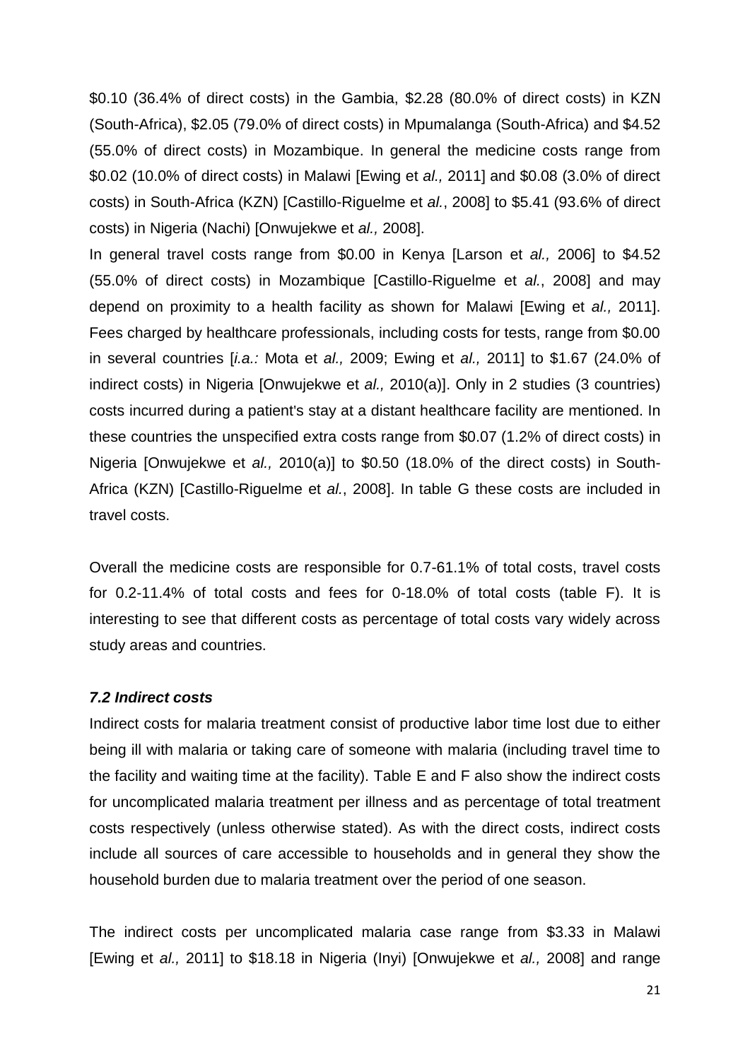$0.10 (36.4% of direct costs) in the Gambia, $2.28 (80.0% of direct costs) in KZN (South-Africa), $2.05 (79.0% of direct costs) in Mpumalanga (South-Africa) and $4.52 (55.0% of direct costs) in Mozambique. In general the medicine costs range from $0.02 (10.0% of direct costs) in Malawi [Ewing et *al.,* 2011] and $0.08 (3.0% of direct costs) in South-Africa (KZN) [Castillo-Riguelme et *al.*, 2008] to $5.41 (93.6% of direct costs) in Nigeria (Nachi) [Onwujekwe et *al.,* 2008].

In general travel costs range from $0.00 in Kenya [Larson et *al.,* 2006] to $4.52 (55.0% of direct costs) in Mozambique [Castillo-Riguelme et *al.*, 2008] and may depend on proximity to a health facility as shown for Malawi [Ewing et *al.,* 2011]. Fees charged by healthcare professionals, including costs for tests, range from $0.00 in several countries [*i.a.:* Mota et *al.,* 2009; Ewing et *al.,* 2011] to $1.67 (24.0% of indirect costs) in Nigeria [Onwujekwe et *al.,* 2010(a)]. Only in 2 studies (3 countries) costs incurred during a patient's stay at a distant healthcare facility are mentioned. In these countries the unspecified extra costs range from $0.07 (1.2% of direct costs) in Nigeria [Onwujekwe et *al.,* 2010(a)] to $0.50 (18.0% of the direct costs) in South-Africa (KZN) [Castillo-Riguelme et *al.*, 2008]. In table G these costs are included in travel costs.

Overall the medicine costs are responsible for 0.7-61.1% of total costs, travel costs for 0.2-11.4% of total costs and fees for 0-18.0% of total costs (table F). It is interesting to see that different costs as percentage of total costs vary widely across study areas and countries.

### *7.2 Indirect costs*

Indirect costs for malaria treatment consist of productive labor time lost due to either being ill with malaria or taking care of someone with malaria (including travel time to the facility and waiting time at the facility). Table E and F also show the indirect costs for uncomplicated malaria treatment per illness and as percentage of total treatment costs respectively (unless otherwise stated). As with the direct costs, indirect costs include all sources of care accessible to households and in general they show the household burden due to malaria treatment over the period of one season.

The indirect costs per uncomplicated malaria case range from $3.33 in Malawi [Ewing et *al.,* 2011] to $18.18 in Nigeria (Inyi) [Onwujekwe et *al.,* 2008] and range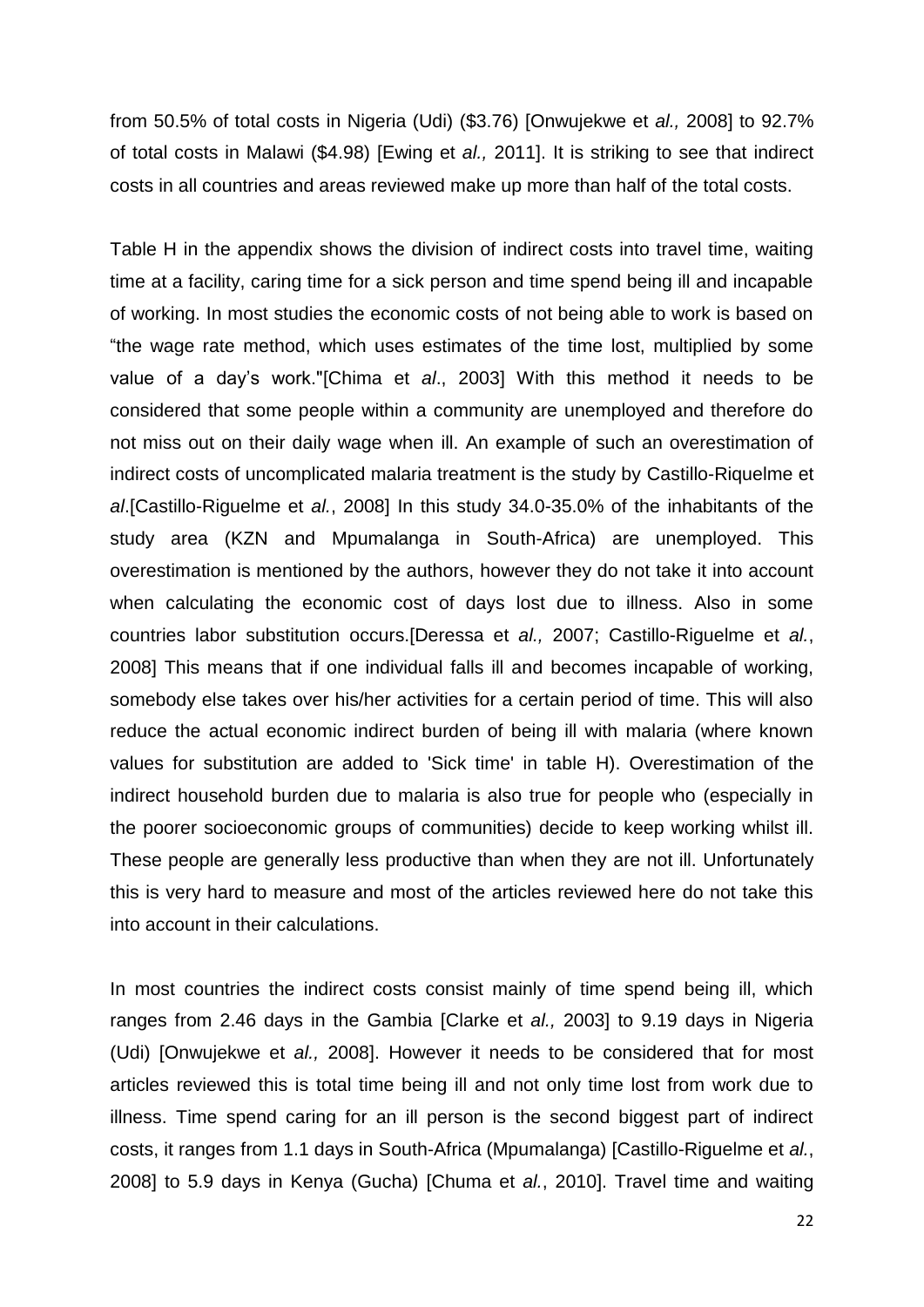from 50.5% of total costs in Nigeria (Udi) ($3.76) [Onwujekwe et *al.,* 2008] to 92.7% of total costs in Malawi ($4.98) [Ewing et *al.,* 2011]. It is striking to see that indirect costs in all countries and areas reviewed make up more than half of the total costs.

Table H in the appendix shows the division of indirect costs into travel time, waiting time at a facility, caring time for a sick person and time spend being ill and incapable of working. In most studies the economic costs of not being able to work is based on "the wage rate method, which uses estimates of the time lost, multiplied by some value of a day's work."[Chima et *al*., 2003] With this method it needs to be considered that some people within a community are unemployed and therefore do not miss out on their daily wage when ill. An example of such an overestimation of indirect costs of uncomplicated malaria treatment is the study by Castillo-Riquelme et *al*.[Castillo-Riguelme et *al.*, 2008] In this study 34.0-35.0% of the inhabitants of the study area (KZN and Mpumalanga in South-Africa) are unemployed. This overestimation is mentioned by the authors, however they do not take it into account when calculating the economic cost of days lost due to illness. Also in some countries labor substitution occurs.[Deressa et *al.,* 2007; Castillo-Riguelme et *al.*, 2008] This means that if one individual falls ill and becomes incapable of working, somebody else takes over his/her activities for a certain period of time. This will also reduce the actual economic indirect burden of being ill with malaria (where known values for substitution are added to 'Sick time' in table H). Overestimation of the indirect household burden due to malaria is also true for people who (especially in the poorer socioeconomic groups of communities) decide to keep working whilst ill. These people are generally less productive than when they are not ill. Unfortunately this is very hard to measure and most of the articles reviewed here do not take this into account in their calculations.

In most countries the indirect costs consist mainly of time spend being ill, which ranges from 2.46 days in the Gambia [Clarke et *al.,* 2003] to 9.19 days in Nigeria (Udi) [Onwujekwe et *al.,* 2008]. However it needs to be considered that for most articles reviewed this is total time being ill and not only time lost from work due to illness. Time spend caring for an ill person is the second biggest part of indirect costs, it ranges from 1.1 days in South-Africa (Mpumalanga) [Castillo-Riguelme et *al.*, 2008] to 5.9 days in Kenya (Gucha) [Chuma et *al.*, 2010]. Travel time and waiting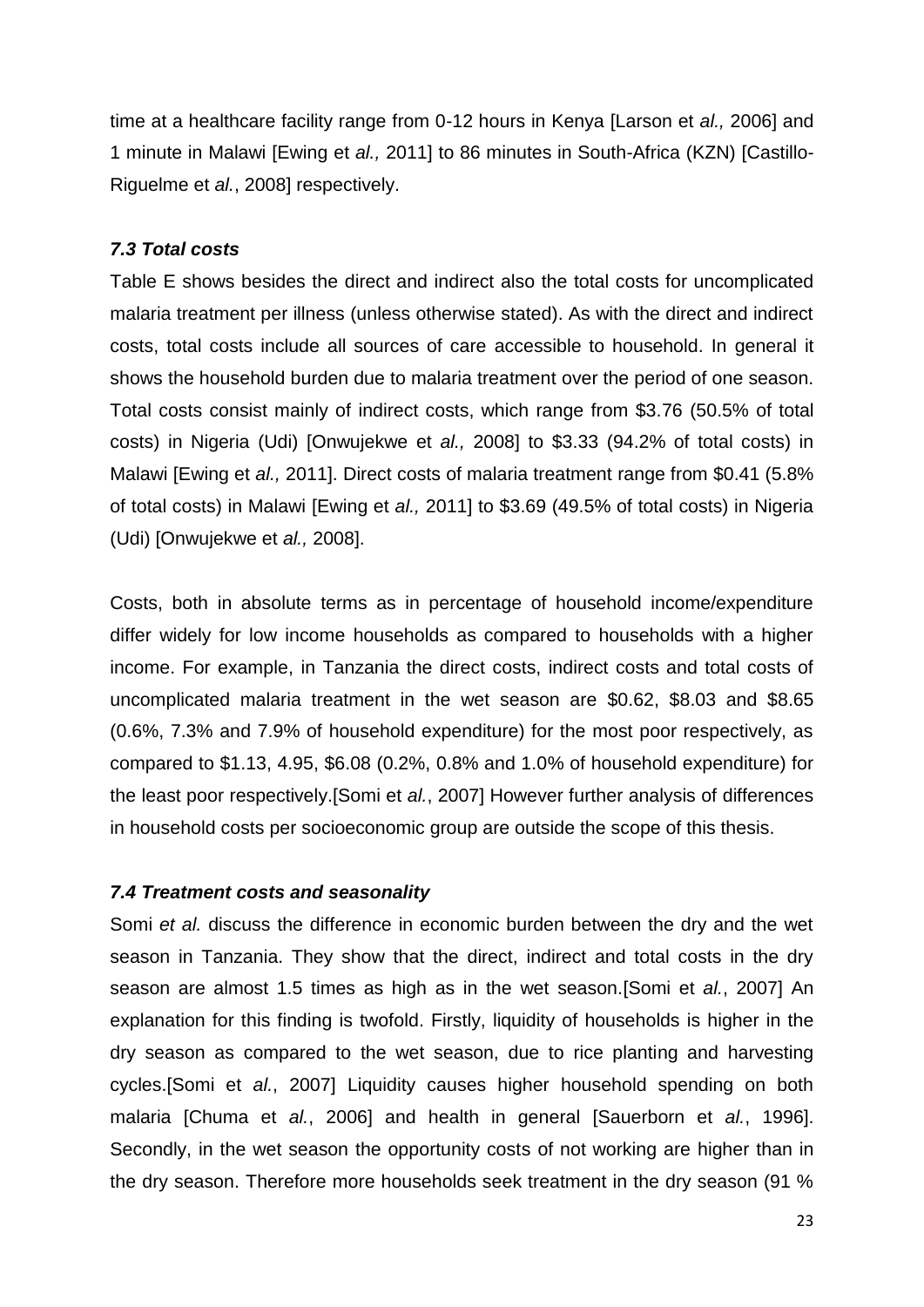time at a healthcare facility range from 0-12 hours in Kenya [Larson et *al.,* 2006] and 1 minute in Malawi [Ewing et *al.,* 2011] to 86 minutes in South-Africa (KZN) [Castillo-Riguelme et *al.*, 2008] respectively.

### *7.3 Total costs*

Table E shows besides the direct and indirect also the total costs for uncomplicated malaria treatment per illness (unless otherwise stated). As with the direct and indirect costs, total costs include all sources of care accessible to household. In general it shows the household burden due to malaria treatment over the period of one season. Total costs consist mainly of indirect costs, which range from $3.76 (50.5% of total costs) in Nigeria (Udi) [Onwujekwe et *al.,* 2008] to $3.33 (94.2% of total costs) in Malawi [Ewing et *al.,* 2011]. Direct costs of malaria treatment range from $0.41 (5.8% of total costs) in Malawi [Ewing et *al.,* 2011] to $3.69 (49.5% of total costs) in Nigeria (Udi) [Onwujekwe et *al.,* 2008].

Costs, both in absolute terms as in percentage of household income/expenditure differ widely for low income households as compared to households with a higher income. For example, in Tanzania the direct costs, indirect costs and total costs of uncomplicated malaria treatment in the wet season are $0.62, $8.03 and $8.65 (0.6%, 7.3% and 7.9% of household expenditure) for the most poor respectively, as compared to $1.13, 4.95, $6.08 (0.2%, 0.8% and 1.0% of household expenditure) for the least poor respectively.[Somi et *al.*, 2007] However further analysis of differences in household costs per socioeconomic group are outside the scope of this thesis.

### *7.4 Treatment costs and seasonality*

Somi *et al.* discuss the difference in economic burden between the dry and the wet season in Tanzania. They show that the direct, indirect and total costs in the dry season are almost 1.5 times as high as in the wet season.[Somi et *al.*, 2007] An explanation for this finding is twofold. Firstly, liquidity of households is higher in the dry season as compared to the wet season, due to rice planting and harvesting cycles.[Somi et *al.*, 2007] Liquidity causes higher household spending on both malaria [Chuma et *al.*, 2006] and health in general [Sauerborn et *al.*, 1996]. Secondly, in the wet season the opportunity costs of not working are higher than in the dry season. Therefore more households seek treatment in the dry season (91 %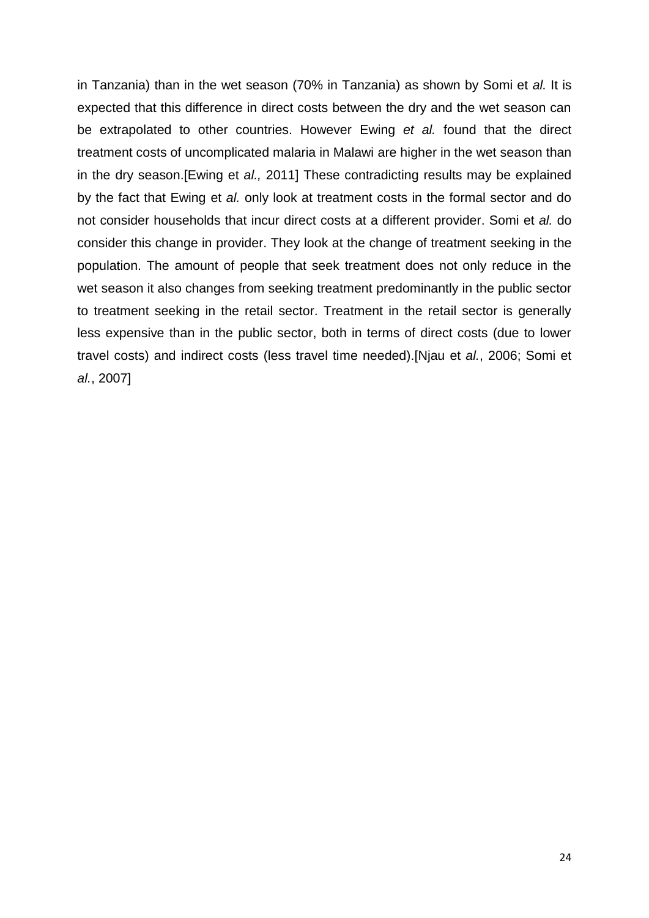in Tanzania) than in the wet season (70% in Tanzania) as shown by Somi et *al.* It is expected that this difference in direct costs between the dry and the wet season can be extrapolated to other countries. However Ewing *et al.* found that the direct treatment costs of uncomplicated malaria in Malawi are higher in the wet season than in the dry season.[Ewing et *al.,* 2011] These contradicting results may be explained by the fact that Ewing et *al.* only look at treatment costs in the formal sector and do not consider households that incur direct costs at a different provider. Somi et *al.* do consider this change in provider. They look at the change of treatment seeking in the population. The amount of people that seek treatment does not only reduce in the wet season it also changes from seeking treatment predominantly in the public sector to treatment seeking in the retail sector. Treatment in the retail sector is generally less expensive than in the public sector, both in terms of direct costs (due to lower travel costs) and indirect costs (less travel time needed).[Njau et *al.*, 2006; Somi et *al.*, 2007]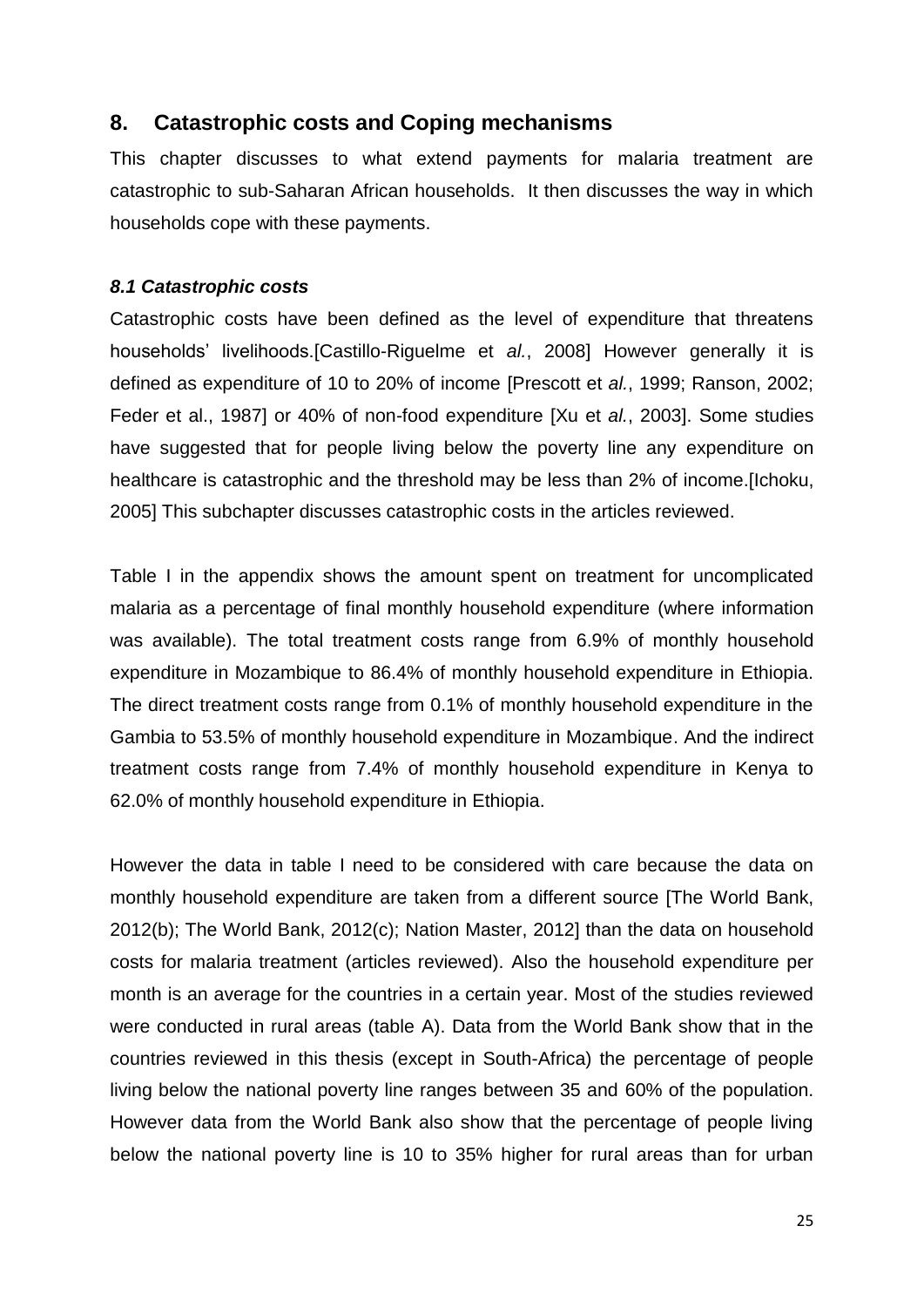# 8. Catastrophic costs and Coping mechanisms

This chapter discusses to what extend payments for malaria treatment are catastrophic to sub-Saharan African households. It then discusses the way in which households cope with these payments.

### *8.1 Catastrophic costs*

Catastrophic costs have been defined as the level of expenditure that threatens households' livelihoods.[Castillo-Riguelme et *al.*, 2008] However generally it is defined as expenditure of 10 to 20% of income [Prescott et *al.*, 1999; Ranson, 2002; Feder et al., 1987] or 40% of non-food expenditure [Xu et *al.*, 2003]. Some studies have suggested that for people living below the poverty line any expenditure on healthcare is catastrophic and the threshold may be less than 2% of income.[Ichoku, 2005] This subchapter discusses catastrophic costs in the articles reviewed.

Table I in the appendix shows the amount spent on treatment for uncomplicated malaria as a percentage of final monthly household expenditure (where information was available). The total treatment costs range from 6.9% of monthly household expenditure in Mozambique to 86.4% of monthly household expenditure in Ethiopia. The direct treatment costs range from 0.1% of monthly household expenditure in the Gambia to 53.5% of monthly household expenditure in Mozambique. And the indirect treatment costs range from 7.4% of monthly household expenditure in Kenya to 62.0% of monthly household expenditure in Ethiopia.

However the data in table I need to be considered with care because the data on monthly household expenditure are taken from a different source [The World Bank, 2012(b); The World Bank, 2012(c); Nation Master, 2012] than the data on household costs for malaria treatment (articles reviewed). Also the household expenditure per month is an average for the countries in a certain year. Most of the studies reviewed were conducted in rural areas (table A). Data from the World Bank show that in the countries reviewed in this thesis (except in South-Africa) the percentage of people living below the national poverty line ranges between 35 and 60% of the population. However data from the World Bank also show that the percentage of people living below the national poverty line is 10 to 35% higher for rural areas than for urban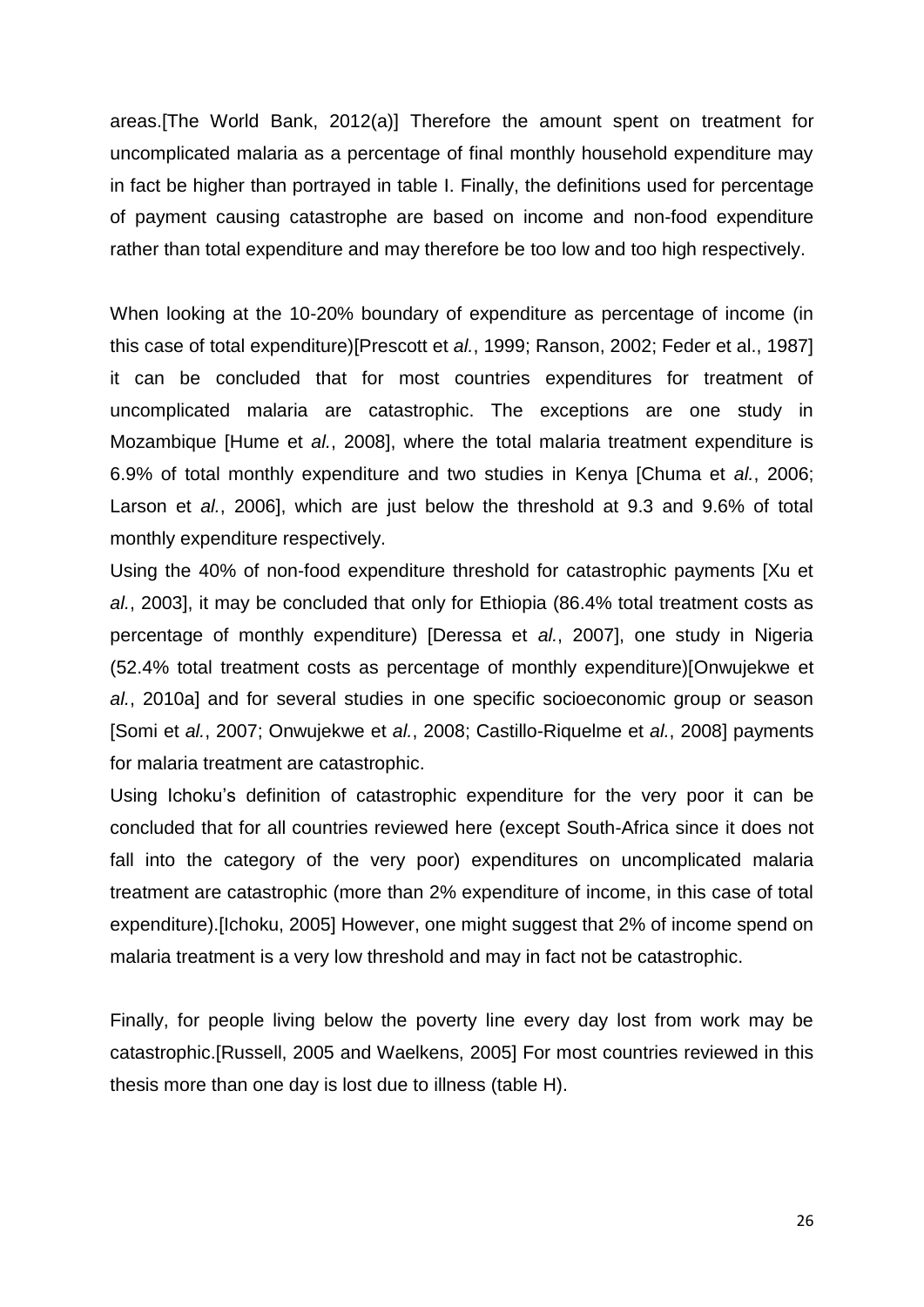areas.[The World Bank, 2012(a)] Therefore the amount spent on treatment for uncomplicated malaria as a percentage of final monthly household expenditure may in fact be higher than portrayed in table I. Finally, the definitions used for percentage of payment causing catastrophe are based on income and non-food expenditure rather than total expenditure and may therefore be too low and too high respectively.

When looking at the 10-20% boundary of expenditure as percentage of income (in this case of total expenditure)[Prescott et *al.*, 1999; Ranson, 2002; Feder et al., 1987] it can be concluded that for most countries expenditures for treatment of uncomplicated malaria are catastrophic. The exceptions are one study in Mozambique [Hume et *al.*, 2008], where the total malaria treatment expenditure is 6.9% of total monthly expenditure and two studies in Kenya [Chuma et *al.*, 2006; Larson et *al.*, 2006], which are just below the threshold at 9.3 and 9.6% of total monthly expenditure respectively.

Using the 40% of non-food expenditure threshold for catastrophic payments [Xu et *al.*, 2003], it may be concluded that only for Ethiopia (86.4% total treatment costs as percentage of monthly expenditure) [Deressa et *al.*, 2007], one study in Nigeria (52.4% total treatment costs as percentage of monthly expenditure)[Onwujekwe et *al.*, 2010a] and for several studies in one specific socioeconomic group or season [Somi et *al.*, 2007; Onwujekwe et *al.*, 2008; Castillo-Riquelme et *al.*, 2008] payments for malaria treatment are catastrophic.

Using Ichoku's definition of catastrophic expenditure for the very poor it can be concluded that for all countries reviewed here (except South-Africa since it does not fall into the category of the very poor) expenditures on uncomplicated malaria treatment are catastrophic (more than 2% expenditure of income, in this case of total expenditure).[Ichoku, 2005] However, one might suggest that 2% of income spend on malaria treatment is a very low threshold and may in fact not be catastrophic.

Finally, for people living below the poverty line every day lost from work may be catastrophic.[Russell, 2005 and Waelkens, 2005] For most countries reviewed in this thesis more than one day is lost due to illness (table H).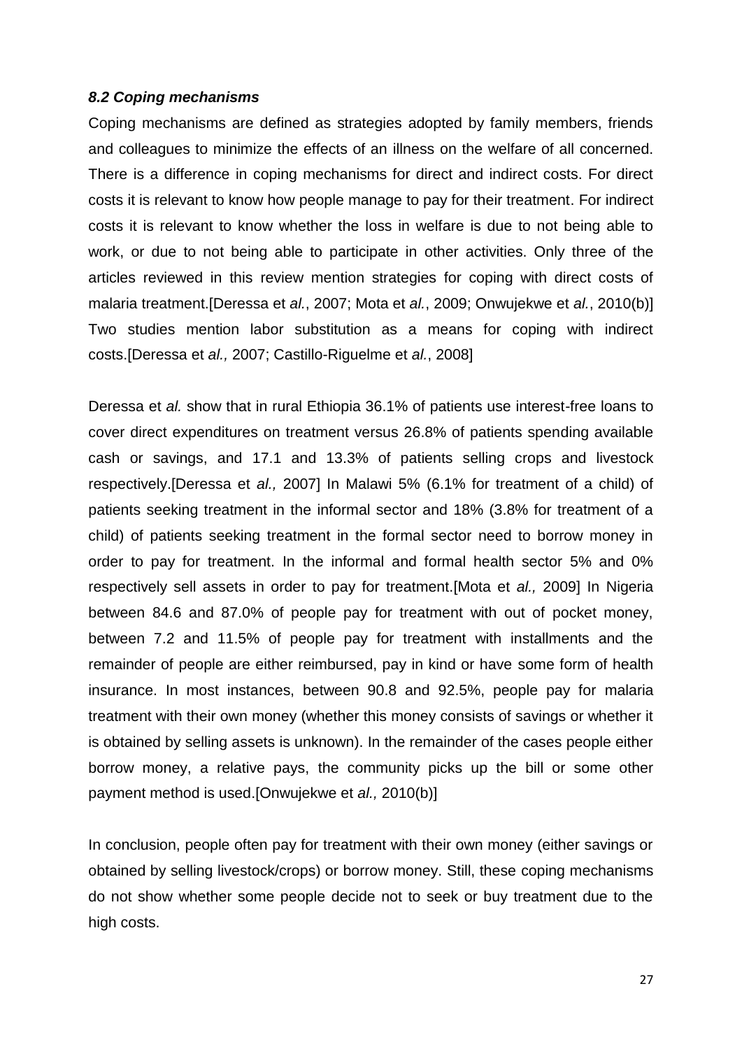### *8.2 Coping mechanisms*

Coping mechanisms are defined as strategies adopted by family members, friends and colleagues to minimize the effects of an illness on the welfare of all concerned. There is a difference in coping mechanisms for direct and indirect costs. For direct costs it is relevant to know how people manage to pay for their treatment. For indirect costs it is relevant to know whether the loss in welfare is due to not being able to work, or due to not being able to participate in other activities. Only three of the articles reviewed in this review mention strategies for coping with direct costs of malaria treatment.[Deressa et *al.*, 2007; Mota et *al.*, 2009; Onwujekwe et *al.*, 2010(b)] Two studies mention labor substitution as a means for coping with indirect costs.[Deressa et *al.,* 2007; Castillo-Riguelme et *al.*, 2008]

Deressa et *al.* show that in rural Ethiopia 36.1% of patients use interest-free loans to cover direct expenditures on treatment versus 26.8% of patients spending available cash or savings, and 17.1 and 13.3% of patients selling crops and livestock respectively.[Deressa et *al.,* 2007] In Malawi 5% (6.1% for treatment of a child) of patients seeking treatment in the informal sector and 18% (3.8% for treatment of a child) of patients seeking treatment in the formal sector need to borrow money in order to pay for treatment. In the informal and formal health sector 5% and 0% respectively sell assets in order to pay for treatment.[Mota et *al.,* 2009] In Nigeria between 84.6 and 87.0% of people pay for treatment with out of pocket money, between 7.2 and 11.5% of people pay for treatment with installments and the remainder of people are either reimbursed, pay in kind or have some form of health insurance. In most instances, between 90.8 and 92.5%, people pay for malaria treatment with their own money (whether this money consists of savings or whether it is obtained by selling assets is unknown). In the remainder of the cases people either borrow money, a relative pays, the community picks up the bill or some other payment method is used.[Onwujekwe et *al.,* 2010(b)]

In conclusion, people often pay for treatment with their own money (either savings or obtained by selling livestock/crops) or borrow money. Still, these coping mechanisms do not show whether some people decide not to seek or buy treatment due to the high costs.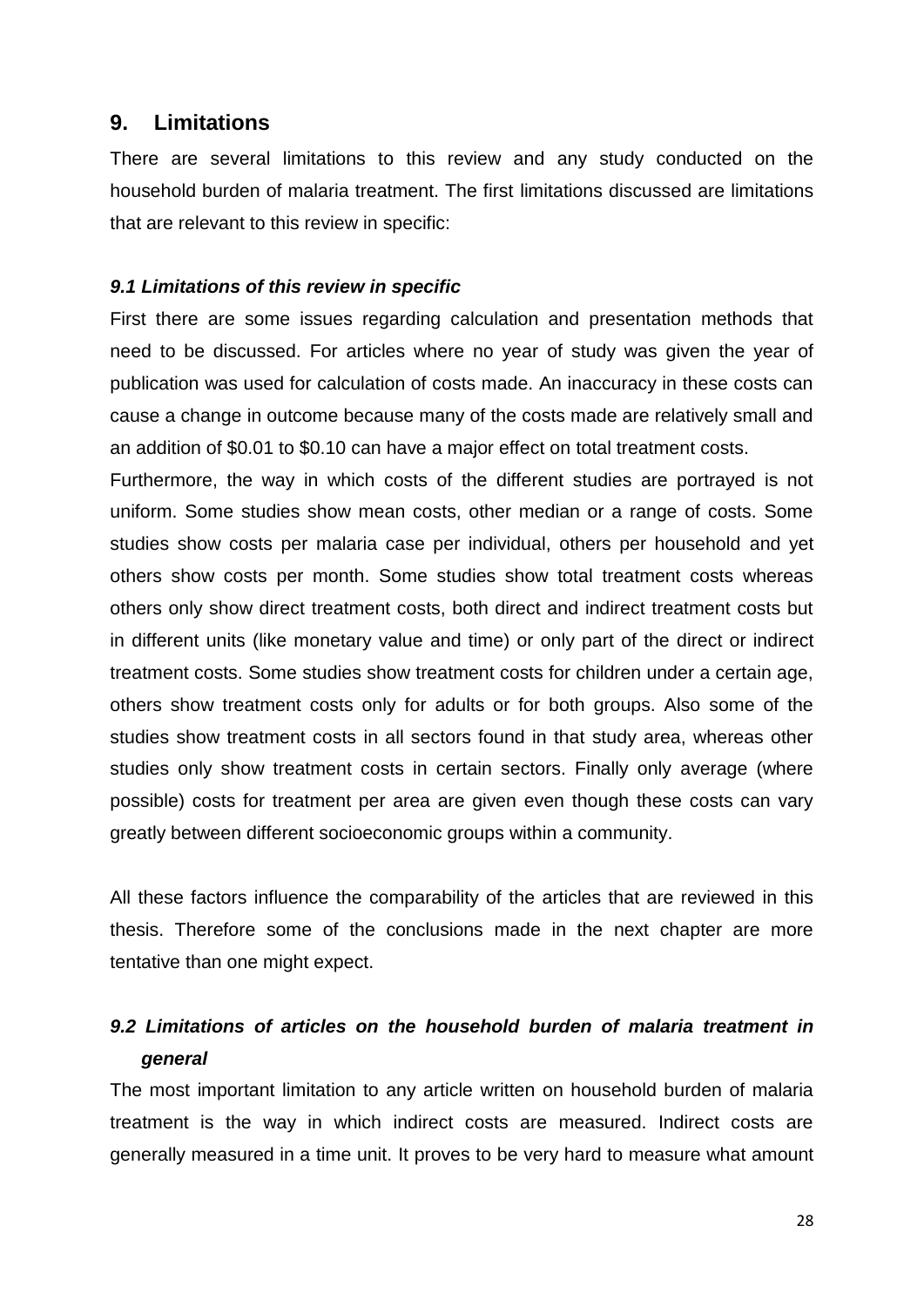## 9. Limitations

There are several limitations to this review and any study conducted on the household burden of malaria treatment. The first limitations discussed are limitations that are relevant to this review in specific:

### *9.1 Limitations of this review in specific*

First there are some issues regarding calculation and presentation methods that need to be discussed. For articles where no year of study was given the year of publication was used for calculation of costs made. An inaccuracy in these costs can cause a change in outcome because many of the costs made are relatively small and an addition of $0.01 to $0.10 can have a major effect on total treatment costs.

Furthermore, the way in which costs of the different studies are portrayed is not uniform. Some studies show mean costs, other median or a range of costs. Some studies show costs per malaria case per individual, others per household and yet others show costs per month. Some studies show total treatment costs whereas others only show direct treatment costs, both direct and indirect treatment costs but in different units (like monetary value and time) or only part of the direct or indirect treatment costs. Some studies show treatment costs for children under a certain age, others show treatment costs only for adults or for both groups. Also some of the studies show treatment costs in all sectors found in that study area, whereas other studies only show treatment costs in certain sectors. Finally only average (where possible) costs for treatment per area are given even though these costs can vary greatly between different socioeconomic groups within a community.

All these factors influence the comparability of the articles that are reviewed in this thesis. Therefore some of the conclusions made in the next chapter are more tentative than one might expect.

### *9.2 Limitations of articles on the household burden of malaria treatment in general*

The most important limitation to any article written on household burden of malaria treatment is the way in which indirect costs are measured. Indirect costs are generally measured in a time unit. It proves to be very hard to measure what amount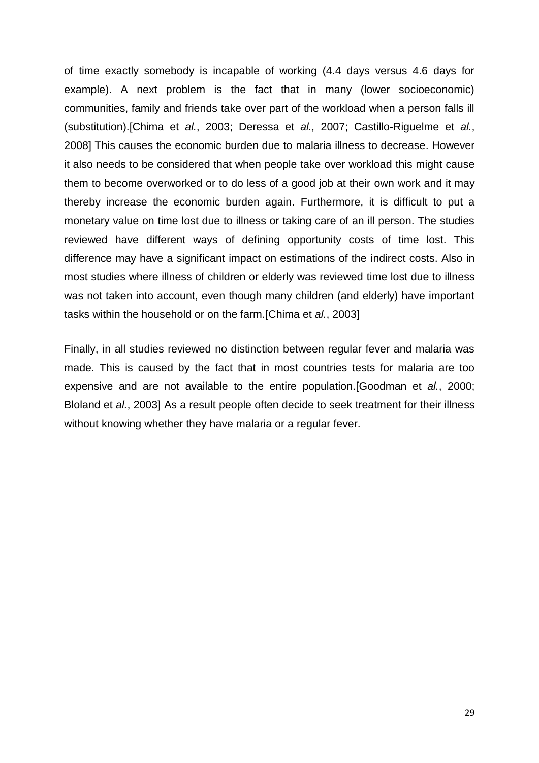of time exactly somebody is incapable of working (4.4 days versus 4.6 days for example). A next problem is the fact that in many (lower socioeconomic) communities, family and friends take over part of the workload when a person falls ill (substitution).[Chima et *al.*, 2003; Deressa et *al.,* 2007; Castillo-Riguelme et *al.*, 2008] This causes the economic burden due to malaria illness to decrease. However it also needs to be considered that when people take over workload this might cause them to become overworked or to do less of a good job at their own work and it may thereby increase the economic burden again. Furthermore, it is difficult to put a monetary value on time lost due to illness or taking care of an ill person. The studies reviewed have different ways of defining opportunity costs of time lost. This difference may have a significant impact on estimations of the indirect costs. Also in most studies where illness of children or elderly was reviewed time lost due to illness was not taken into account, even though many children (and elderly) have important tasks within the household or on the farm.[Chima et *al.*, 2003]

Finally, in all studies reviewed no distinction between regular fever and malaria was made. This is caused by the fact that in most countries tests for malaria are too expensive and are not available to the entire population.[Goodman et *al.*, 2000; Bloland et *al.*, 2003] As a result people often decide to seek treatment for their illness without knowing whether they have malaria or a regular fever.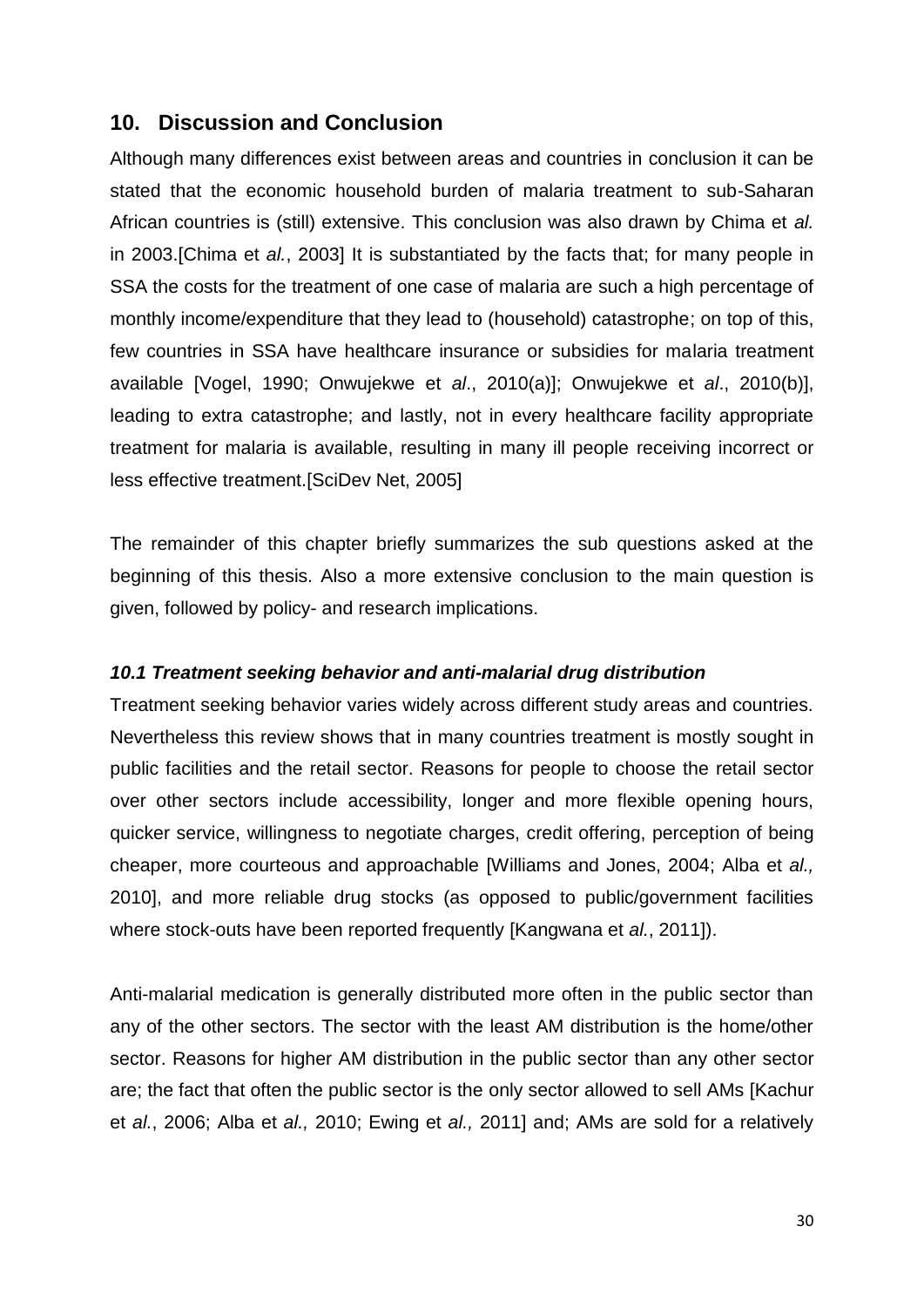## 10. Discussion and Conclusion

Although many differences exist between areas and countries in conclusion it can be stated that the economic household burden of malaria treatment to sub-Saharan African countries is (still) extensive. This conclusion was also drawn by Chima et *al.* in 2003.[Chima et *al.*, 2003] It is substantiated by the facts that; for many people in SSA the costs for the treatment of one case of malaria are such a high percentage of monthly income/expenditure that they lead to (household) catastrophe; on top of this, few countries in SSA have healthcare insurance or subsidies for malaria treatment available [Vogel, 1990; Onwujekwe et *al*., 2010(a)]; Onwujekwe et *al*., 2010(b)], leading to extra catastrophe; and lastly, not in every healthcare facility appropriate treatment for malaria is available, resulting in many ill people receiving incorrect or less effective treatment.[SciDev Net, 2005]

The remainder of this chapter briefly summarizes the sub questions asked at the beginning of this thesis. Also a more extensive conclusion to the main question is given, followed by policy- and research implications.

### *10.1 Treatment seeking behavior and anti-malarial drug distribution*

Treatment seeking behavior varies widely across different study areas and countries. Nevertheless this review shows that in many countries treatment is mostly sought in public facilities and the retail sector. Reasons for people to choose the retail sector over other sectors include accessibility, longer and more flexible opening hours, quicker service, willingness to negotiate charges, credit offering, perception of being cheaper, more courteous and approachable [Williams and Jones, 2004; Alba et *al.,* 2010], and more reliable drug stocks (as opposed to public/government facilities where stock-outs have been reported frequently [Kangwana et *al.*, 2011]).

Anti-malarial medication is generally distributed more often in the public sector than any of the other sectors. The sector with the least AM distribution is the home/other sector. Reasons for higher AM distribution in the public sector than any other sector are; the fact that often the public sector is the only sector allowed to sell AMs [Kachur et *al.*, 2006; Alba et *al.,* 2010; Ewing et *al.,* 2011] and; AMs are sold for a relatively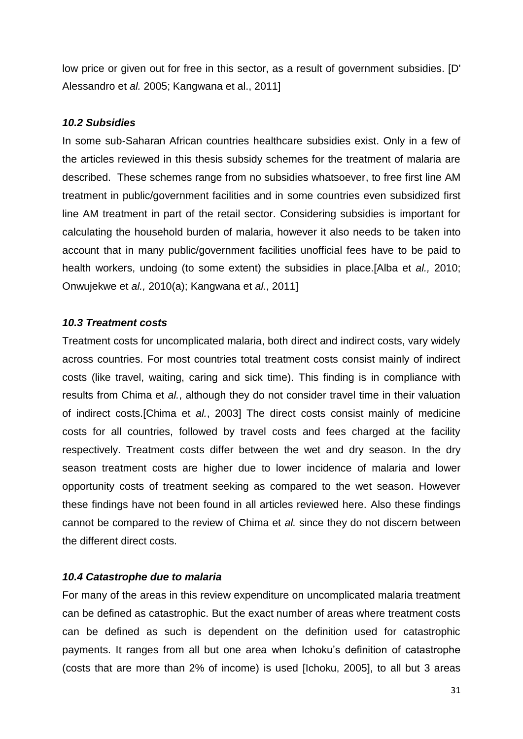low price or given out for free in this sector, as a result of government subsidies. [D' Alessandro et *al.* 2005; Kangwana et al., 2011]

### *10.2 Subsidies*

In some sub-Saharan African countries healthcare subsidies exist. Only in a few of the articles reviewed in this thesis subsidy schemes for the treatment of malaria are described. These schemes range from no subsidies whatsoever, to free first line AM treatment in public/government facilities and in some countries even subsidized first line AM treatment in part of the retail sector. Considering subsidies is important for calculating the household burden of malaria, however it also needs to be taken into account that in many public/government facilities unofficial fees have to be paid to health workers, undoing (to some extent) the subsidies in place.[Alba et *al.,* 2010; Onwujekwe et *al.,* 2010(a); Kangwana et *al.*, 2011]

### *10.3 Treatment costs*

Treatment costs for uncomplicated malaria, both direct and indirect costs, vary widely across countries. For most countries total treatment costs consist mainly of indirect costs (like travel, waiting, caring and sick time). This finding is in compliance with results from Chima et *al.*, although they do not consider travel time in their valuation of indirect costs.[Chima et *al.*, 2003] The direct costs consist mainly of medicine costs for all countries, followed by travel costs and fees charged at the facility respectively. Treatment costs differ between the wet and dry season. In the dry season treatment costs are higher due to lower incidence of malaria and lower opportunity costs of treatment seeking as compared to the wet season. However these findings have not been found in all articles reviewed here. Also these findings cannot be compared to the review of Chima et *al.* since they do not discern between the different direct costs.

### *10.4 Catastrophe due to malaria*

For many of the areas in this review expenditure on uncomplicated malaria treatment can be defined as catastrophic. But the exact number of areas where treatment costs can be defined as such is dependent on the definition used for catastrophic payments. It ranges from all but one area when Ichoku's definition of catastrophe (costs that are more than 2% of income) is used [Ichoku, 2005], to all but 3 areas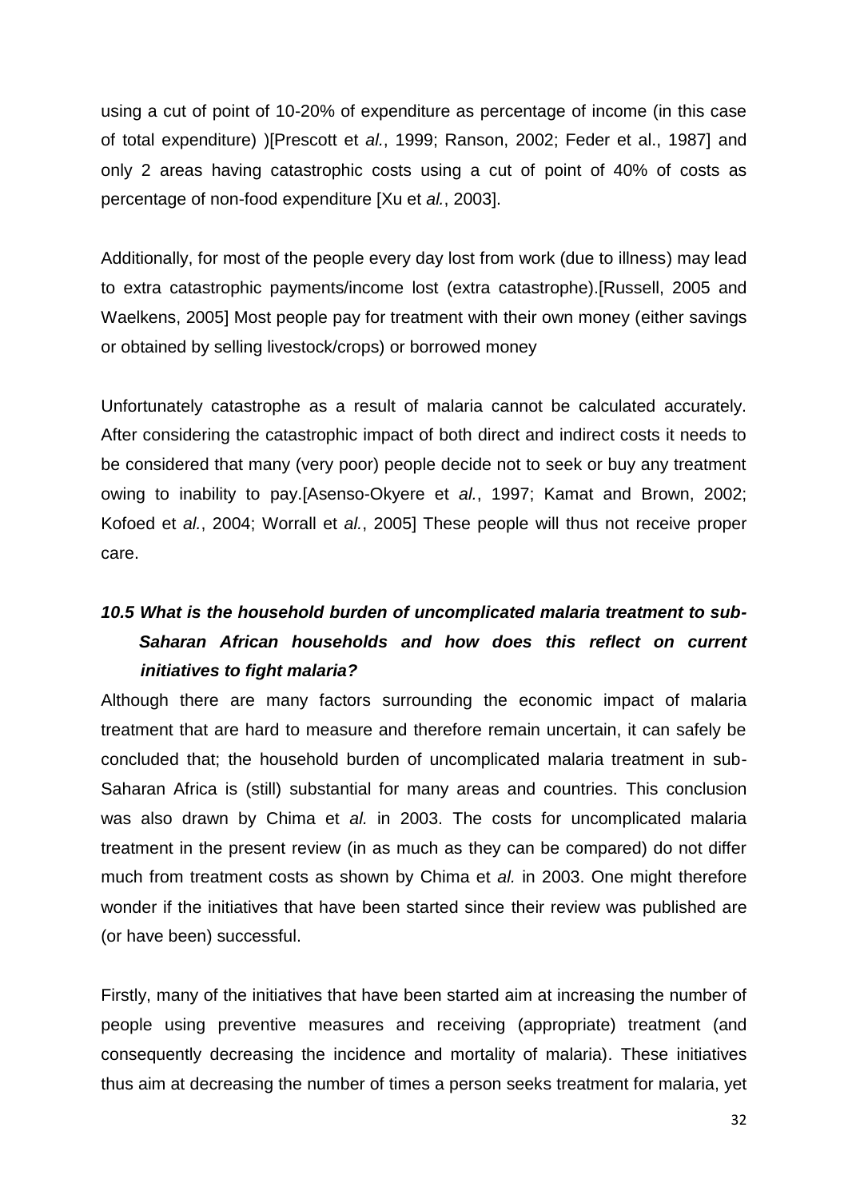using a cut of point of 10-20% of expenditure as percentage of income (in this case of total expenditure) )[Prescott et *al.*, 1999; Ranson, 2002; Feder et al., 1987] and only 2 areas having catastrophic costs using a cut of point of 40% of costs as percentage of non-food expenditure [Xu et *al.*, 2003].

Additionally, for most of the people every day lost from work (due to illness) may lead to extra catastrophic payments/income lost (extra catastrophe).[Russell, 2005 and Waelkens, 2005] Most people pay for treatment with their own money (either savings or obtained by selling livestock/crops) or borrowed money

Unfortunately catastrophe as a result of malaria cannot be calculated accurately. After considering the catastrophic impact of both direct and indirect costs it needs to be considered that many (very poor) people decide not to seek or buy any treatment owing to inability to pay.[Asenso-Okyere et *al.*, 1997; Kamat and Brown, 2002; Kofoed et *al.*, 2004; Worrall et *al.*, 2005] These people will thus not receive proper care.

### *10.5 What is the household burden of uncomplicated malaria treatment to sub-Saharan African households and how does this reflect on current initiatives to fight malaria?*

Although there are many factors surrounding the economic impact of malaria treatment that are hard to measure and therefore remain uncertain, it can safely be concluded that; the household burden of uncomplicated malaria treatment in sub-Saharan Africa is (still) substantial for many areas and countries. This conclusion was also drawn by Chima et *al.* in 2003. The costs for uncomplicated malaria treatment in the present review (in as much as they can be compared) do not differ much from treatment costs as shown by Chima et *al.* in 2003. One might therefore wonder if the initiatives that have been started since their review was published are (or have been) successful.

Firstly, many of the initiatives that have been started aim at increasing the number of people using preventive measures and receiving (appropriate) treatment (and consequently decreasing the incidence and mortality of malaria). These initiatives thus aim at decreasing the number of times a person seeks treatment for malaria, yet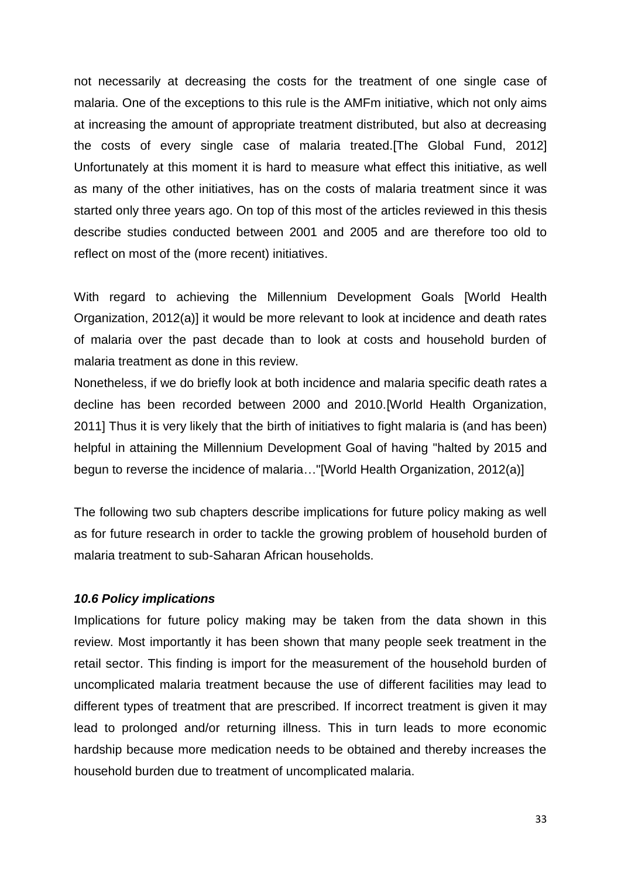not necessarily at decreasing the costs for the treatment of one single case of malaria. One of the exceptions to this rule is the AMFm initiative, which not only aims at increasing the amount of appropriate treatment distributed, but also at decreasing the costs of every single case of malaria treated.[The Global Fund, 2012] Unfortunately at this moment it is hard to measure what effect this initiative, as well as many of the other initiatives, has on the costs of malaria treatment since it was started only three years ago. On top of this most of the articles reviewed in this thesis describe studies conducted between 2001 and 2005 and are therefore too old to reflect on most of the (more recent) initiatives.

With regard to achieving the Millennium Development Goals [World Health Organization, 2012(a)] it would be more relevant to look at incidence and death rates of malaria over the past decade than to look at costs and household burden of malaria treatment as done in this review.

Nonetheless, if we do briefly look at both incidence and malaria specific death rates a decline has been recorded between 2000 and 2010.[World Health Organization, 2011] Thus it is very likely that the birth of initiatives to fight malaria is (and has been) helpful in attaining the Millennium Development Goal of having "halted by 2015 and begun to reverse the incidence of malaria…"[World Health Organization, 2012(a)]

The following two sub chapters describe implications for future policy making as well as for future research in order to tackle the growing problem of household burden of malaria treatment to sub-Saharan African households.

### *10.6 Policy implications*

Implications for future policy making may be taken from the data shown in this review. Most importantly it has been shown that many people seek treatment in the retail sector. This finding is import for the measurement of the household burden of uncomplicated malaria treatment because the use of different facilities may lead to different types of treatment that are prescribed. If incorrect treatment is given it may lead to prolonged and/or returning illness. This in turn leads to more economic hardship because more medication needs to be obtained and thereby increases the household burden due to treatment of uncomplicated malaria.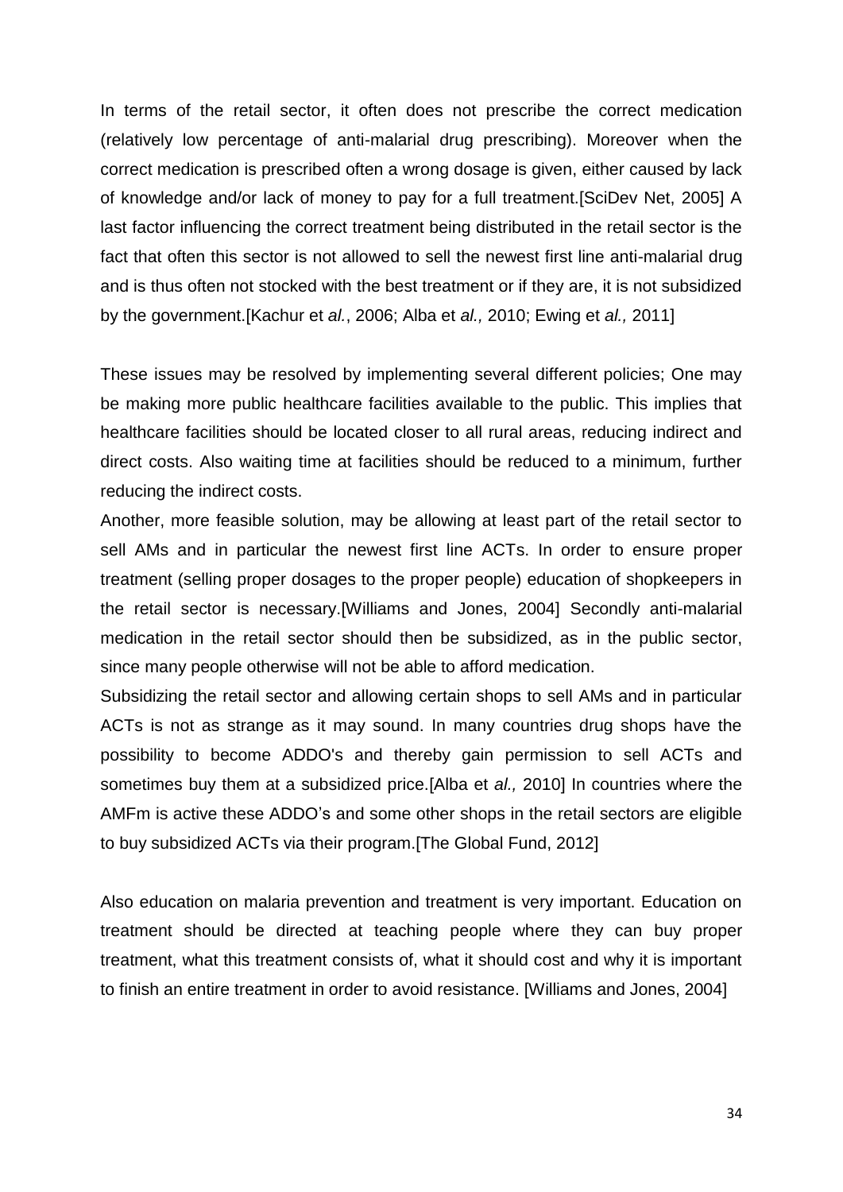In terms of the retail sector, it often does not prescribe the correct medication (relatively low percentage of anti-malarial drug prescribing). Moreover when the correct medication is prescribed often a wrong dosage is given, either caused by lack of knowledge and/or lack of money to pay for a full treatment.[SciDev Net, 2005] A last factor influencing the correct treatment being distributed in the retail sector is the fact that often this sector is not allowed to sell the newest first line anti-malarial drug and is thus often not stocked with the best treatment or if they are, it is not subsidized by the government.[Kachur et *al.*, 2006; Alba et *al.,* 2010; Ewing et *al.,* 2011]

These issues may be resolved by implementing several different policies; One may be making more public healthcare facilities available to the public. This implies that healthcare facilities should be located closer to all rural areas, reducing indirect and direct costs. Also waiting time at facilities should be reduced to a minimum, further reducing the indirect costs.

Another, more feasible solution, may be allowing at least part of the retail sector to sell AMs and in particular the newest first line ACTs. In order to ensure proper treatment (selling proper dosages to the proper people) education of shopkeepers in the retail sector is necessary.[Williams and Jones, 2004] Secondly anti-malarial medication in the retail sector should then be subsidized, as in the public sector, since many people otherwise will not be able to afford medication.

Subsidizing the retail sector and allowing certain shops to sell AMs and in particular ACTs is not as strange as it may sound. In many countries drug shops have the possibility to become ADDO's and thereby gain permission to sell ACTs and sometimes buy them at a subsidized price.[Alba et *al.,* 2010] In countries where the AMFm is active these ADDO's and some other shops in the retail sectors are eligible to buy subsidized ACTs via their program.[The Global Fund, 2012]

Also education on malaria prevention and treatment is very important. Education on treatment should be directed at teaching people where they can buy proper treatment, what this treatment consists of, what it should cost and why it is important to finish an entire treatment in order to avoid resistance. [Williams and Jones, 2004]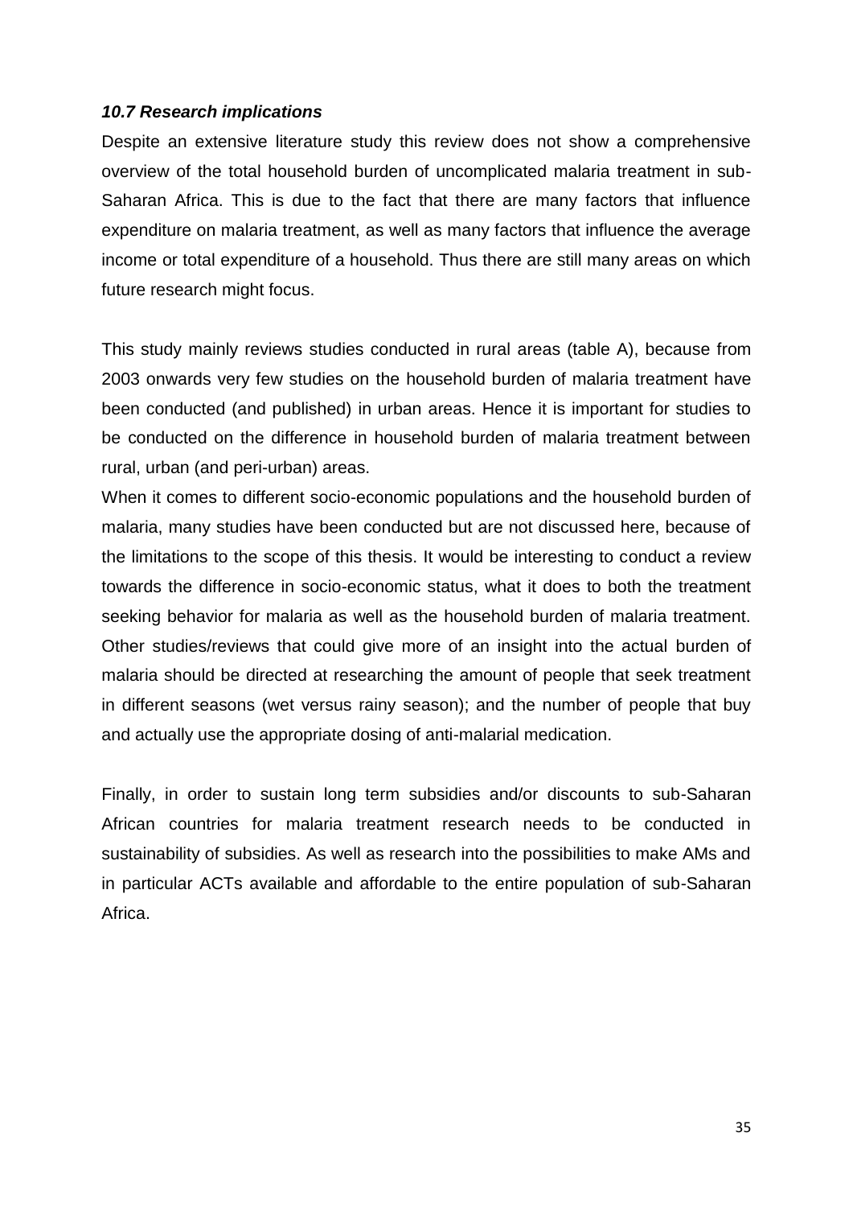### *10.7 Research implications*

Despite an extensive literature study this review does not show a comprehensive overview of the total household burden of uncomplicated malaria treatment in sub-Saharan Africa. This is due to the fact that there are many factors that influence expenditure on malaria treatment, as well as many factors that influence the average income or total expenditure of a household. Thus there are still many areas on which future research might focus.

This study mainly reviews studies conducted in rural areas (table A), because from 2003 onwards very few studies on the household burden of malaria treatment have been conducted (and published) in urban areas. Hence it is important for studies to be conducted on the difference in household burden of malaria treatment between rural, urban (and peri-urban) areas.

When it comes to different socio-economic populations and the household burden of malaria, many studies have been conducted but are not discussed here, because of the limitations to the scope of this thesis. It would be interesting to conduct a review towards the difference in socio-economic status, what it does to both the treatment seeking behavior for malaria as well as the household burden of malaria treatment. Other studies/reviews that could give more of an insight into the actual burden of malaria should be directed at researching the amount of people that seek treatment in different seasons (wet versus rainy season); and the number of people that buy and actually use the appropriate dosing of anti-malarial medication.

Finally, in order to sustain long term subsidies and/or discounts to sub-Saharan African countries for malaria treatment research needs to be conducted in sustainability of subsidies. As well as research into the possibilities to make AMs and in particular ACTs available and affordable to the entire population of sub-Saharan Africa.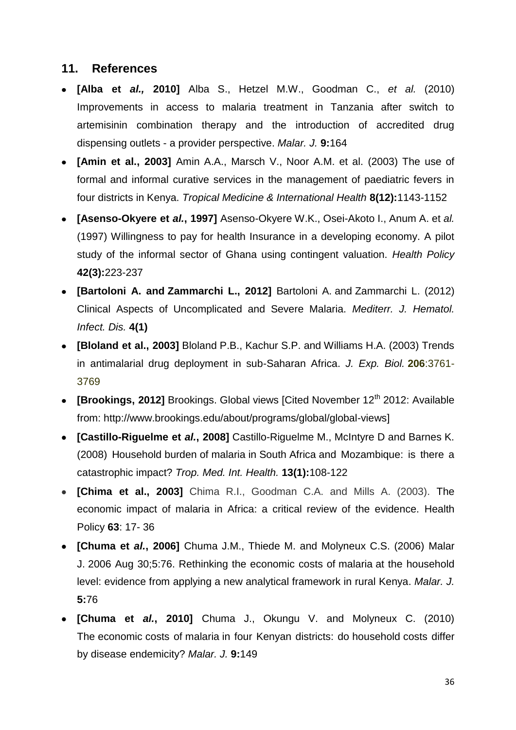## 11. References

- **[Alba et *al.,* 2010]** Alba S., Hetzel M.W., Goodman C., *et al.* (2010) Improvements in access to malaria treatment in Tanzania after switch to artemisinin combination therapy and the introduction of accredited drug dispensing outlets - a provider perspective. *Malar. J.* **9:**164
- **[Amin et al., 2003]** Amin A.A., Marsch V., Noor A.M. et al. (2003) The use of formal and informal curative services in the management of paediatric fevers in four districts in Kenya. *Tropical Medicine & International Health* **8(12):**1143-1152
- **[Asenso-Okyere et *al.*, 1997]** Asenso-Okyere W.K., Osei-Akoto I., Anum A. et *al.* (1997) Willingness to pay for health Insurance in a developing economy. A pilot study of the informal sector of Ghana using contingent valuation. *Health Policy* **42(3):**223-237
- **[Bartoloni A. and Zammarchi L., 2012]** Bartoloni A. and Zammarchi L. (2012) Clinical Aspects of Uncomplicated and Severe Malaria. *Mediterr. J. Hematol. Infect. Dis.* **4(1)**
- **[Bloland et al., 2003]** Bloland P.B., Kachur S.P. and Williams H.A. (2003) Trends in antimalarial drug deployment in sub-Saharan Africa. *J. Exp. Biol.* **206**:3761-3769
- **[Brookings, 2012]** Brookings. Global views [Cited November 12th 2012: Available from: http://www.brookings.edu/about/programs/global/global-views]
- **[Castillo-Riguelme et *al.*, 2008]** Castillo-Riguelme M., McIntyre D and Barnes K. (2008) Household burden of malaria in South Africa and Mozambique: is there a catastrophic impact? *Trop. Med. Int. Health.* **13(1):**108-122
- **[Chima et al., 2003]** Chima R.I., Goodman C.A. and Mills A. (2003). The economic impact of malaria in Africa: a critical review of the evidence. Health Policy **63**: 17- 36
- **[Chuma et *al.*, 2006]** Chuma J.M., Thiede M. and Molyneux C.S. (2006) Malar J. 2006 Aug 30;5:76. Rethinking the economic costs of malaria at the household level: evidence from applying a new analytical framework in rural Kenya. *Malar. J.* **5:**76
- **[Chuma et *al.*, 2010]** Chuma J., Okungu V. and Molyneux C. (2010) The economic costs of malaria in four Kenyan districts: do household costs differ by disease endemicity? *Malar. J.* **9:**149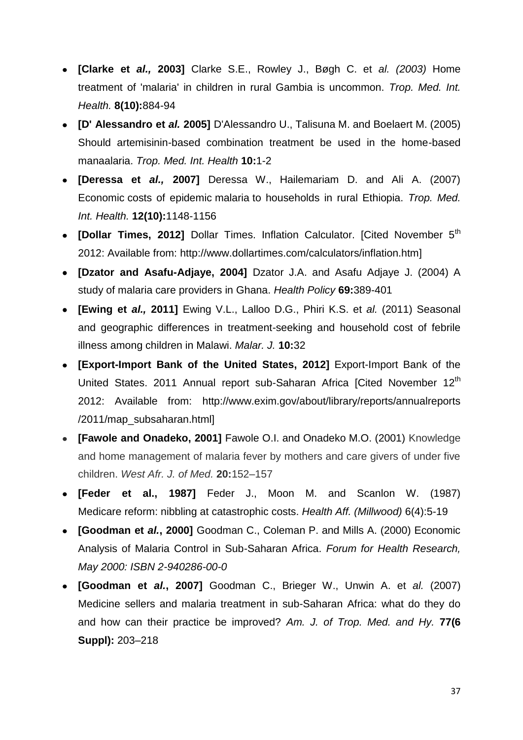- **[Clarke et *al.,* 2003]** Clarke S.E., Rowley J., Bøgh C. et *al. (2003)* Home treatment of 'malaria' in children in rural Gambia is uncommon. *Trop. Med. Int. Health.* **8(10):**884-94
- **[D' Alessandro et *al.* 2005]** D'Alessandro U., Talisuna M. and Boelaert M. (2005) Should artemisinin-based combination treatment be used in the home-based manaalaria. *Trop. Med. Int. Health* **10:**1-2
- **[Deressa et *al.,* 2007]** Deressa W., Hailemariam D. and Ali A. (2007) Economic costs of epidemic malaria to households in rural Ethiopia. *Trop. Med. Int. Health.* **12(10):**1148-1156
- **[Dollar Times, 2012]** Dollar Times. Inflation Calculator. [Cited November 5th 2012: Available from: http://www.dollartimes.com/calculators/inflation.htm]
- **[Dzator and Asafu-Adjaye, 2004]** Dzator J.A. and Asafu Adjaye J. (2004) A study of malaria care providers in Ghana. *Health Policy* **69:**389-401
- **[Ewing et *al.,* 2011]** Ewing V.L., Lalloo D.G., Phiri K.S. et *al.* (2011) Seasonal and geographic differences in treatment-seeking and household cost of febrile illness among children in Malawi. *Malar. J.* **10:**32
- **[Export-Import Bank of the United States, 2012]** Export-Import Bank of the United States. 2011 Annual report sub-Saharan Africa [Cited November 12th 2012: Available from: http://www.exim.gov/about/library/reports/annualreports /2011/map_subsaharan.html]
- **[Fawole and Onadeko, 2001]** Fawole O.I. and Onadeko M.O. (2001) Knowledge and home management of malaria fever by mothers and care givers of under five children. *West Afr. J. of Med.* **20:**152–157
- **[Feder et al., 1987]** Feder J., Moon M. and Scanlon W. (1987) Medicare reform: nibbling at catastrophic costs. *Health Aff. (Millwood)* 6(4):5-19
- **[Goodman et *al.*, 2000]** Goodman C., Coleman P. and Mills A. (2000) Economic Analysis of Malaria Control in Sub-Saharan Africa. *Forum for Health Research, May 2000: ISBN 2-940286-00-0*
- **[Goodman et *al.*, 2007]** Goodman C., Brieger W., Unwin A. et *al.* (2007) Medicine sellers and malaria treatment in sub-Saharan Africa: what do they do and how can their practice be improved? *Am. J. of Trop. Med. and Hy.* **77(6 Suppl):** 203–218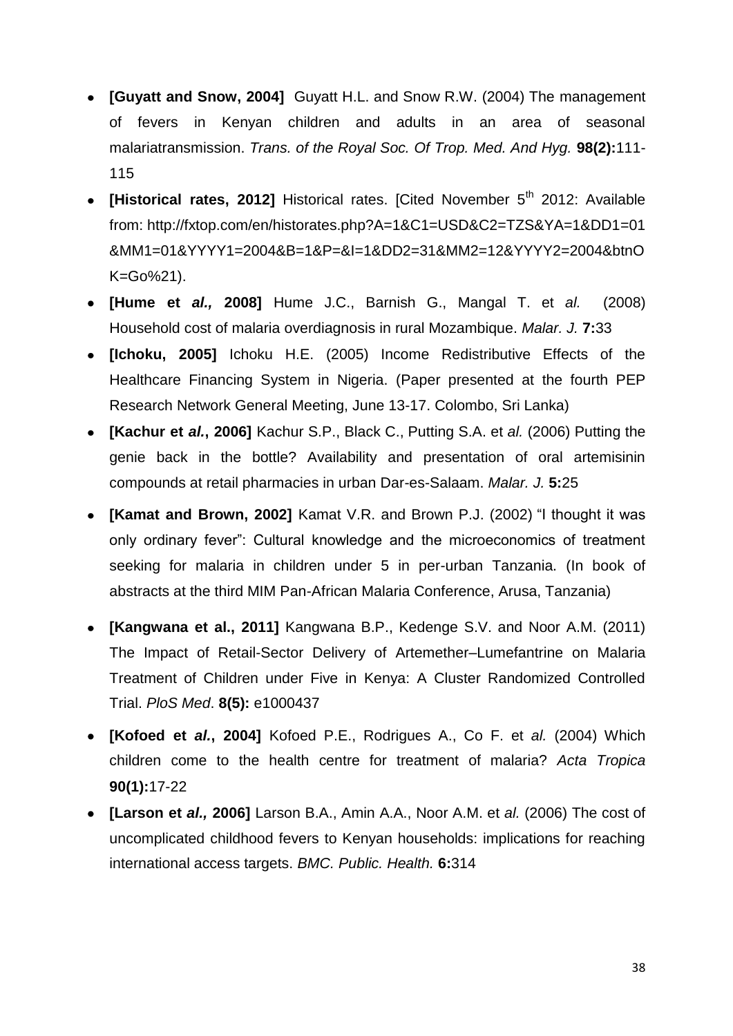- **[Guyatt and Snow, 2004]** Guyatt H.L. and Snow R.W. (2004) The management of fevers in Kenyan children and adults in an area of seasonal malariatransmission. *Trans. of the Royal Soc. Of Trop. Med. And Hyg.* **98(2):**111-115
- **[Historical rates, 2012]** Historical rates. [Cited November 5th 2012: Available from: http://fxtop.com/en/historates.php?A=1&C1=USD&C2=TZS&YA=1&DD1=01&MM1=01&YYYY1=2004&B=1&P=&I=1&DD2=31&MM2=12&YYYY2=2004&btnOK=Go%21).
- **[Hume et *al.,* 2008]** Hume J.C., Barnish G., Mangal T. et *al.* (2008) Household cost of malaria overdiagnosis in rural Mozambique. *Malar. J.* **7:**33
- **[Ichoku, 2005]** Ichoku H.E. (2005) Income Redistributive Effects of the Healthcare Financing System in Nigeria. (Paper presented at the fourth PEP Research Network General Meeting, June 13-17. Colombo, Sri Lanka)
- **[Kachur et *al.*, 2006]** Kachur S.P., Black C., Putting S.A. et *al.* (2006) Putting the genie back in the bottle? Availability and presentation of oral artemisinin compounds at retail pharmacies in urban Dar-es-Salaam. *Malar. J.* **5:**25
- **[Kamat and Brown, 2002]** Kamat V.R. and Brown P.J. (2002) "I thought it was only ordinary fever": Cultural knowledge and the microeconomics of treatment seeking for malaria in children under 5 in per-urban Tanzania. (In book of abstracts at the third MIM Pan-African Malaria Conference, Arusa, Tanzania)
- **[Kangwana et al., 2011]** Kangwana B.P., Kedenge S.V. and Noor A.M. (2011) The Impact of Retail-Sector Delivery of Artemether–Lumefantrine on Malaria Treatment of Children under Five in Kenya: A Cluster Randomized Controlled Trial. *PloS Med*. **8(5):** e1000437
- **[Kofoed et *al.*, 2004]** Kofoed P.E., Rodrigues A., Co F. et *al.* (2004) Which children come to the health centre for treatment of malaria? *Acta Tropica* **90(1):**17-22
- **[Larson et *al.,* 2006]** Larson B.A., Amin A.A., Noor A.M. et *al.* (2006) The cost of uncomplicated childhood fevers to Kenyan households: implications for reaching international access targets. *BMC. Public. Health.* **6:**314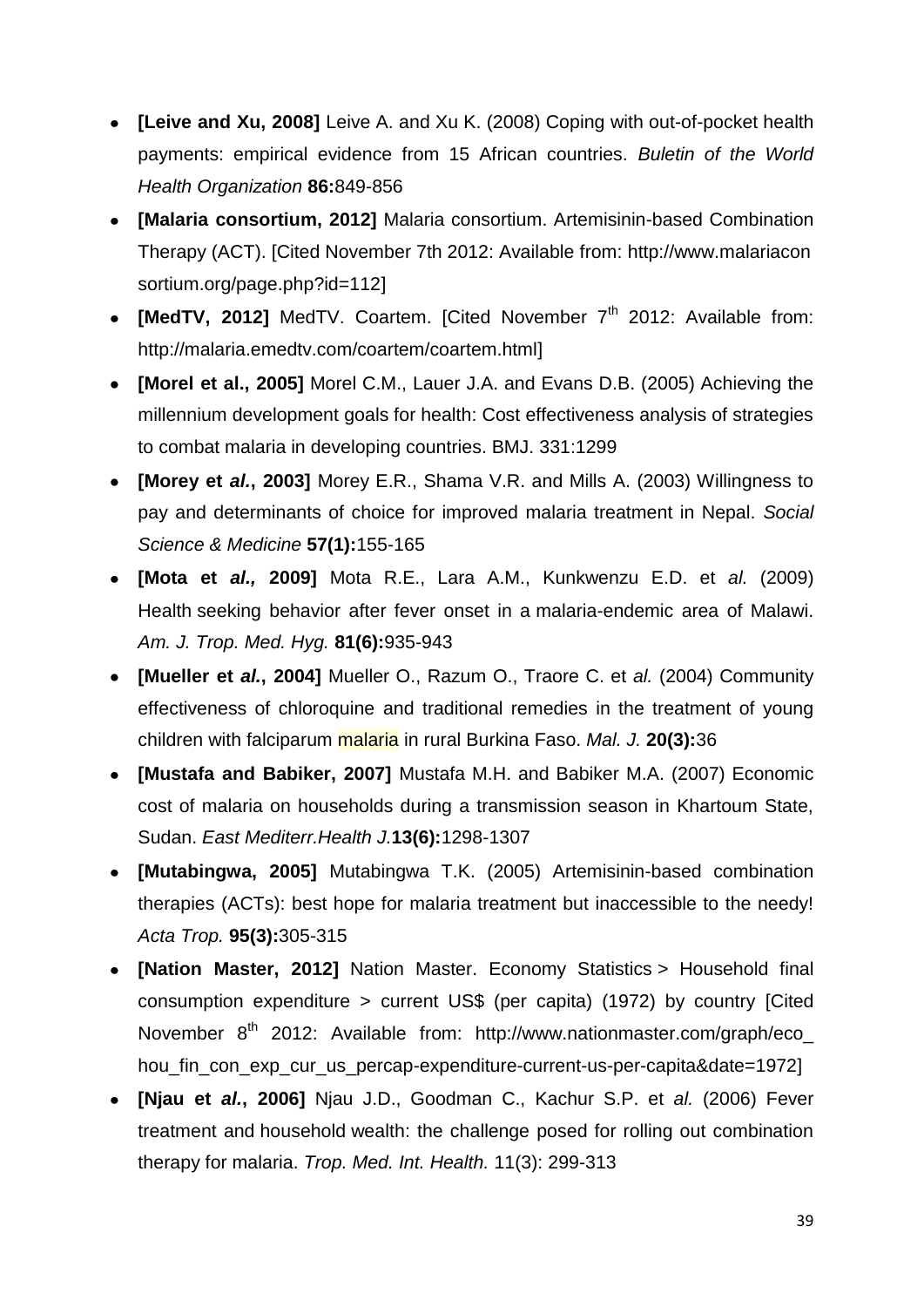- **[Leive and Xu, 2008]** Leive A. and Xu K. (2008) Coping with out-of-pocket health payments: empirical evidence from 15 African countries. *Buletin of the World Health Organization* **86:**849-856
- **[Malaria consortium, 2012]** Malaria consortium. Artemisinin-based Combination Therapy (ACT). [Cited November 7th 2012: Available from: http://www.malariaconsortium.org/page.php?id=112]
- **[MedTV, 2012]** MedTV. Coartem. [Cited November 7th 2012: Available from: http://malaria.emedtv.com/coartem/coartem.html]
- **[Morel et al., 2005]** Morel C.M., Lauer J.A. and Evans D.B. (2005) Achieving the millennium development goals for health: Cost effectiveness analysis of strategies to combat malaria in developing countries. BMJ. 331:1299
- **[Morey et *al.*, 2003]** Morey E.R., Shama V.R. and Mills A. (2003) Willingness to pay and determinants of choice for improved malaria treatment in Nepal. *Social Science & Medicine* **57(1):**155-165
- **[Mota et *al.,* 2009]** Mota R.E., Lara A.M., Kunkwenzu E.D. et *al.* (2009) Health seeking behavior after fever onset in a malaria-endemic area of Malawi. *Am. J. Trop. Med. Hyg.* **81(6):**935-943
- **[Mueller et *al.*, 2004]** Mueller O., Razum O., Traore C. et *al.* (2004) Community effectiveness of chloroquine and traditional remedies in the treatment of young children with falciparum malaria in rural Burkina Faso. *Mal. J.* **20(3):**36
- **[Mustafa and Babiker, 2007]** Mustafa M.H. and Babiker M.A. (2007) Economic cost of malaria on households during a transmission season in Khartoum State, Sudan. *East Mediterr.Health J.***13(6):**1298-1307
- **[Mutabingwa, 2005]** Mutabingwa T.K. (2005) Artemisinin-based combination therapies (ACTs): best hope for malaria treatment but inaccessible to the needy! *Acta Trop.* **95(3):**305-315
- **[Nation Master, 2012]** Nation Master. Economy Statistics > Household final consumption expenditure > current US$ (per capita) (1972) by country [Cited November 8th 2012: Available from: http://www.nationmaster.com/graph/eco_hou_fin_con_exp_cur_us_percap-expenditure-current-us-per-capita&date=1972]
- **[Njau et *al.*, 2006]** Njau J.D., Goodman C., Kachur S.P. et *al.* (2006) Fever treatment and household wealth: the challenge posed for rolling out combination therapy for malaria. *Trop. Med. Int. Health.* 11(3): 299-313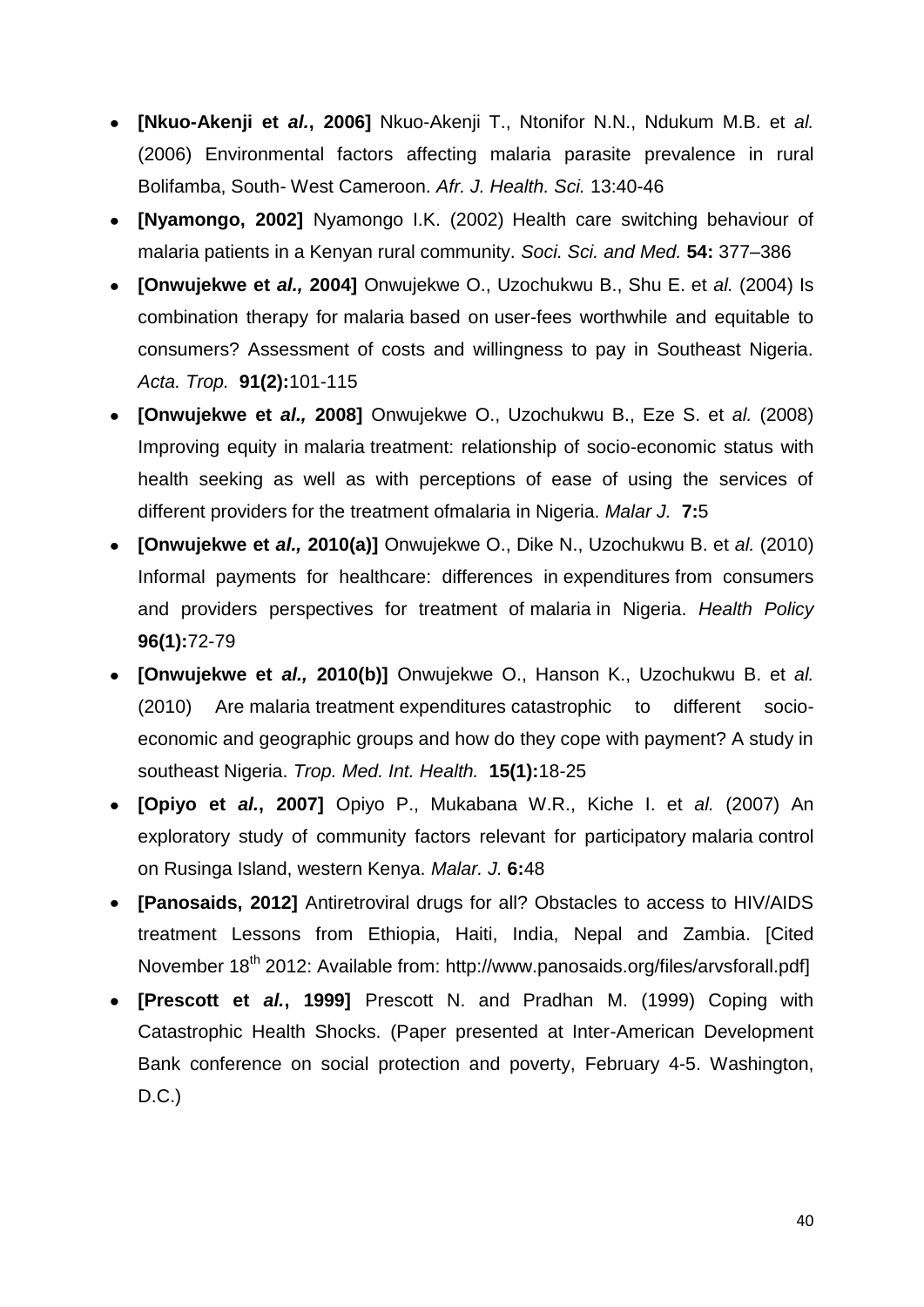- **[Nkuo-Akenji et *al.*, 2006]** Nkuo-Akenji T., Ntonifor N.N., Ndukum M.B. et *al.* (2006) Environmental factors affecting malaria parasite prevalence in rural Bolifamba, South- West Cameroon. *Afr. J. Health. Sci.* 13:40-46
- **[Nyamongo, 2002]** Nyamongo I.K. (2002) Health care switching behaviour of malaria patients in a Kenyan rural community. *Soci. Sci. and Med.* **54:** 377–386
- **[Onwujekwe et *al.,* 2004]** Onwujekwe O., Uzochukwu B., Shu E. et *al.* (2004) Is combination therapy for malaria based on user-fees worthwhile and equitable to consumers? Assessment of costs and willingness to pay in Southeast Nigeria. *Acta. Trop.* **91(2):**101-115
- **[Onwujekwe et *al.,* 2008]** Onwujekwe O., Uzochukwu B., Eze S. et *al.* (2008) Improving equity in malaria treatment: relationship of socio-economic status with health seeking as well as with perceptions of ease of using the services of different providers for the treatment ofmalaria in Nigeria. *Malar J.* **7:**5
- **[Onwujekwe et *al.,* 2010(a)]** Onwujekwe O., Dike N., Uzochukwu B. et *al.* (2010) Informal payments for healthcare: differences in expenditures from consumers and providers perspectives for treatment of malaria in Nigeria. *Health Policy* **96(1):**72-79
- **[Onwujekwe et *al.,* 2010(b)]** Onwujekwe O., Hanson K., Uzochukwu B. et *al.* (2010) Are malaria treatment expenditures catastrophic to different socio-economic and geographic groups and how do they cope with payment? A study in southeast Nigeria. *Trop. Med. Int. Health.* **15(1):**18-25
- **[Opiyo et *al.*, 2007]** Opiyo P., Mukabana W.R., Kiche I. et *al.* (2007) An exploratory study of community factors relevant for participatory malaria control on Rusinga Island, western Kenya. *Malar. J.* **6:**48
- **[Panosaids, 2012]** Antiretroviral drugs for all? Obstacles to access to HIV/AIDS treatment Lessons from Ethiopia, Haiti, India, Nepal and Zambia. [Cited November 18th 2012: Available from: http://www.panosaids.org/files/arvsforall.pdf]
- **[Prescott et *al.*, 1999]** Prescott N. and Pradhan M. (1999) Coping with Catastrophic Health Shocks. (Paper presented at Inter-American Development Bank conference on social protection and poverty, February 4-5. Washington, D.C.)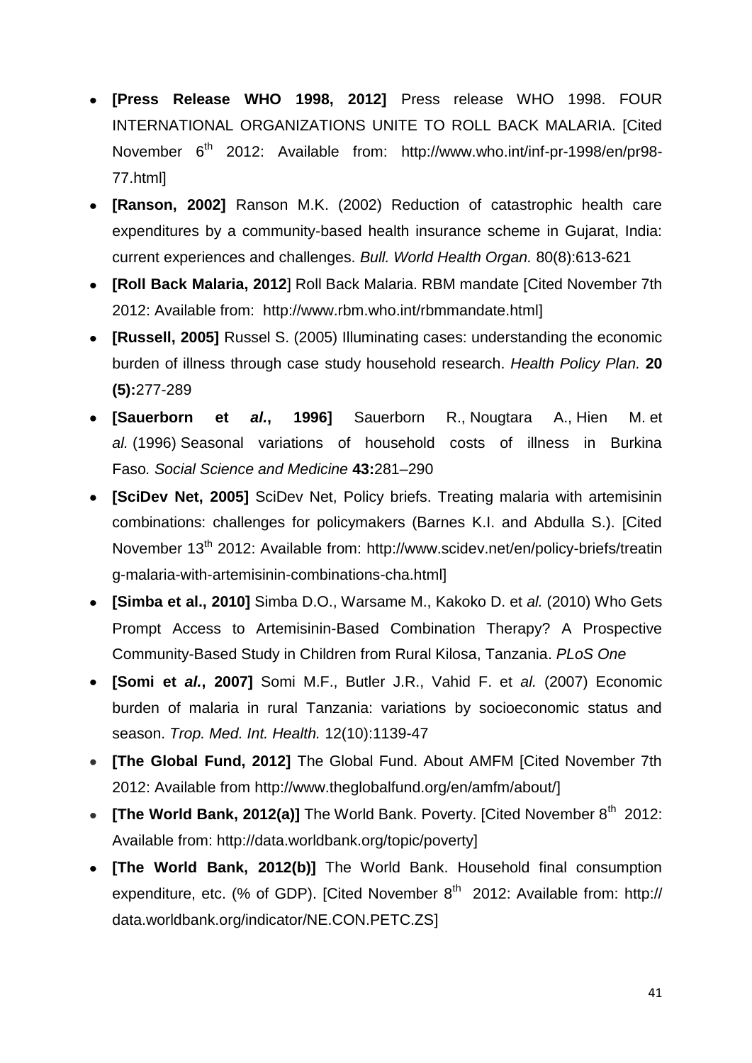- **[Press Release WHO 1998, 2012]** Press release WHO 1998. FOUR INTERNATIONAL ORGANIZATIONS UNITE TO ROLL BACK MALARIA. [Cited November 6th 2012: Available from: http://www.who.int/inf-pr-1998/en/pr98-77.html]
- **[Ranson, 2002]** Ranson M.K. (2002) Reduction of catastrophic health care expenditures by a community-based health insurance scheme in Gujarat, India: current experiences and challenges. *Bull. World Health Organ.* 80(8):613-621
- **[Roll Back Malaria, 2012**] Roll Back Malaria. RBM mandate [Cited November 7th 2012: Available from: http://www.rbm.who.int/rbmmandate.html]
- **[Russell, 2005]** Russel S. (2005) Illuminating cases: understanding the economic burden of illness through case study household research. *Health Policy Plan.* **20 (5):**277-289
- **[Sauerborn et *al.*, 1996]** Sauerborn R., Nougtara A., Hien M. et *al.* (1996) Seasonal variations of household costs of illness in Burkina Faso. *Social Science and Medicine* **43:**281–290
- **[SciDev Net, 2005]** SciDev Net, Policy briefs. Treating malaria with artemisinin combinations: challenges for policymakers (Barnes K.I. and Abdulla S.). [Cited November 13th 2012: Available from: http://www.scidev.net/en/policy-briefs/treating-malaria-with-artemisinin-combinations-cha.html]
- **[Simba et al., 2010]** Simba D.O., Warsame M., Kakoko D. et *al.* (2010) Who Gets Prompt Access to Artemisinin-Based Combination Therapy? A Prospective Community-Based Study in Children from Rural Kilosa, Tanzania. *PLoS One*
- **[Somi et *al.*, 2007]** Somi M.F., Butler J.R., Vahid F. et *al.* (2007) Economic burden of malaria in rural Tanzania: variations by socioeconomic status and season. *Trop. Med. Int. Health.* 12(10):1139-47
- **[The Global Fund, 2012]** The Global Fund. About AMFM [Cited November 7th 2012: Available from http://www.theglobalfund.org/en/amfm/about/]
- **[The World Bank, 2012(a)]** The World Bank. Poverty. [Cited November 8th 2012: Available from: http://data.worldbank.org/topic/poverty]
- **[The World Bank, 2012(b)]** The World Bank. Household final consumption expenditure, etc. (% of GDP). [Cited November 8th 2012: Available from: http://data.worldbank.org/indicator/NE.CON.PETC.ZS]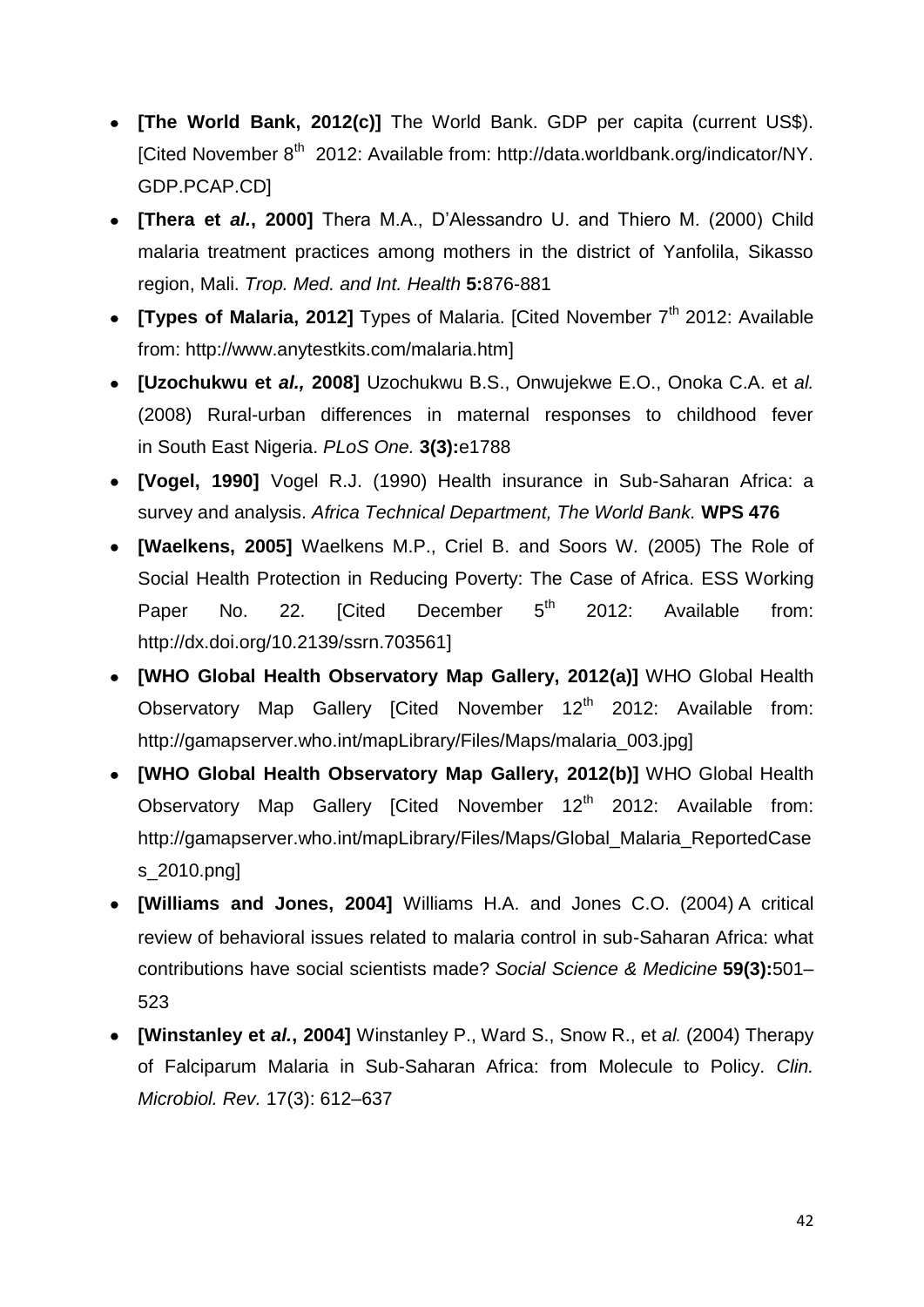- **[The World Bank, 2012(c)]** The World Bank. GDP per capita (current US$). [Cited November 8th 2012: Available from: http://data.worldbank.org/indicator/NY. GDP.PCAP.CD]
- **[Thera et *al.*, 2000]** Thera M.A., D'Alessandro U. and Thiero M. (2000) Child malaria treatment practices among mothers in the district of Yanfolila, Sikasso region, Mali. *Trop. Med. and Int. Health* **5:**876-881
- **[Types of Malaria, 2012]** Types of Malaria. [Cited November 7th 2012: Available from: http://www.anytestkits.com/malaria.htm]
- **[Uzochukwu et *al.,* 2008]** Uzochukwu B.S., Onwujekwe E.O., Onoka C.A. et *al.* (2008) Rural-urban differences in maternal responses to childhood fever in South East Nigeria. *PLoS One.* **3(3):**e1788
- **[Vogel, 1990]** Vogel R.J. (1990) Health insurance in Sub-Saharan Africa: a survey and analysis. *Africa Technical Department, The World Bank.* **WPS 476**
- **[Waelkens, 2005]** Waelkens M.P., Criel B. and Soors W. (2005) The Role of Social Health Protection in Reducing Poverty: The Case of Africa. ESS Working Paper No. 22. [Cited December 5th 2012: Available from: http://dx.doi.org/10.2139/ssrn.703561]
- **[WHO Global Health Observatory Map Gallery, 2012(a)]** WHO Global Health Observatory Map Gallery [Cited November 12th 2012: Available from: http://gamapserver.who.int/mapLibrary/Files/Maps/malaria_003.jpg]
- **[WHO Global Health Observatory Map Gallery, 2012(b)]** WHO Global Health Observatory Map Gallery [Cited November 12th 2012: Available from: http://gamapserver.who.int/mapLibrary/Files/Maps/Global_Malaria_ReportedCases_2010.png]
- **[Williams and Jones, 2004]** Williams H.A. and Jones C.O. (2004) A critical review of behavioral issues related to malaria control in sub-Saharan Africa: what contributions have social scientists made? *Social Science & Medicine* **59(3):**501–523
- **[Winstanley et *al.*, 2004]** Winstanley P., Ward S., Snow R., et *al.* (2004) Therapy of Falciparum Malaria in Sub-Saharan Africa: from Molecule to Policy. *Clin. Microbiol. Rev.* 17(3): 612–637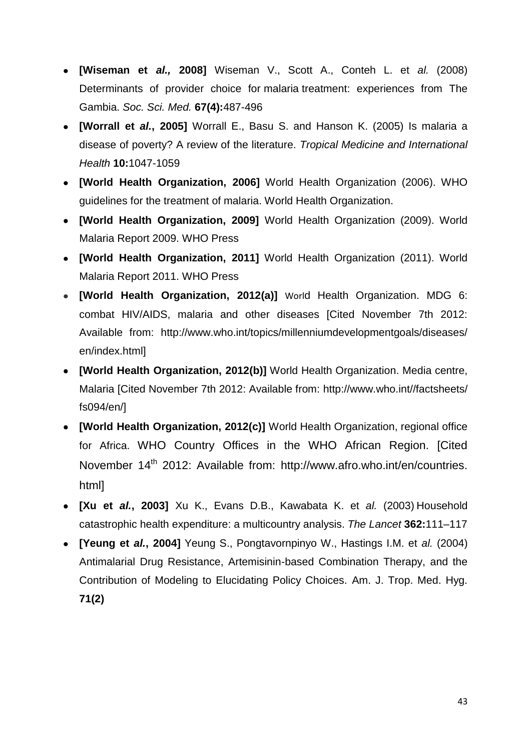- **[Wiseman et *al.,* 2008]** Wiseman V., Scott A., Conteh L. et *al.* (2008) Determinants of provider choice for malaria treatment: experiences from The Gambia. *Soc. Sci. Med.* **67(4):**487-496
- **[Worrall et *al.*, 2005]** Worrall E., Basu S. and Hanson K. (2005) Is malaria a disease of poverty? A review of the literature. *Tropical Medicine and International Health* **10:**1047-1059
- **[World Health Organization, 2006]** World Health Organization (2006). WHO guidelines for the treatment of malaria. World Health Organization.
- **[World Health Organization, 2009]** World Health Organization (2009). World Malaria Report 2009. WHO Press
- **[World Health Organization, 2011]** World Health Organization (2011). World Malaria Report 2011. WHO Press
- **[World Health Organization, 2012(a)]** World Health Organization. MDG 6: combat HIV/AIDS, malaria and other diseases [Cited November 7th 2012: Available from: http://www.who.int/topics/millenniumdevelopmentgoals/diseases/en/index.html]
- **[World Health Organization, 2012(b)]** World Health Organization. Media centre, Malaria [Cited November 7th 2012: Available from: http://www.who.int//factsheets/fs094/en/]
- **[World Health Organization, 2012(c)]** World Health Organization, regional office for Africa. WHO Country Offices in the WHO African Region. [Cited November 14th 2012: Available from: http://www.afro.who.int/en/countries.html]
- **[Xu et *al.*, 2003]** Xu K., Evans D.B., Kawabata K. et *al.* (2003) Household catastrophic health expenditure: a multicountry analysis. *The Lancet* **362:**111–117
- **[Yeung et *al.*, 2004]** Yeung S., Pongtavornpinyo W., Hastings I.M. et *al.* (2004) Antimalarial Drug Resistance, Artemisinin-based Combination Therapy, and the Contribution of Modeling to Elucidating Policy Choices. Am. J. Trop. Med. Hyg. **71(2)**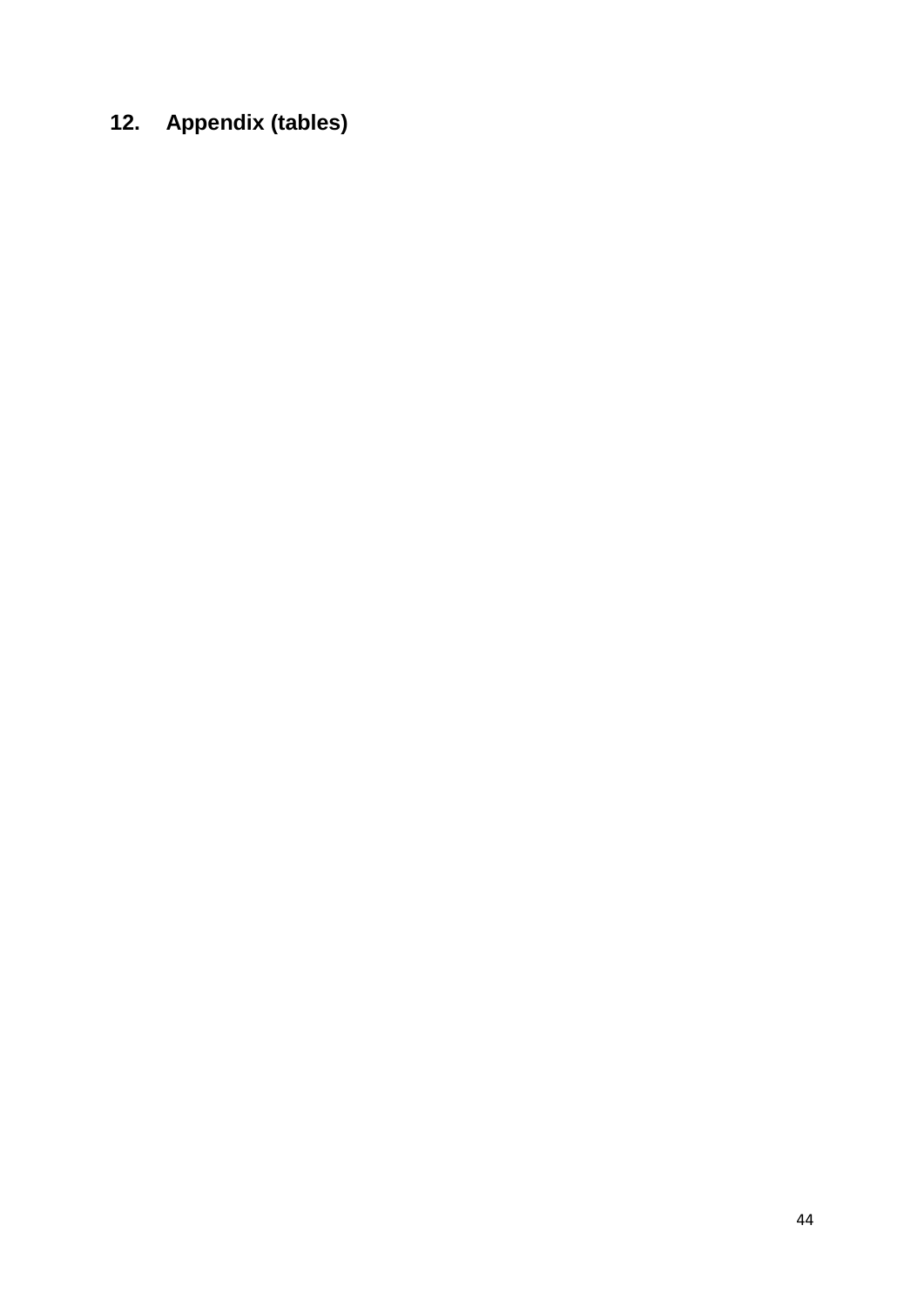## 12. Appendix (tables)